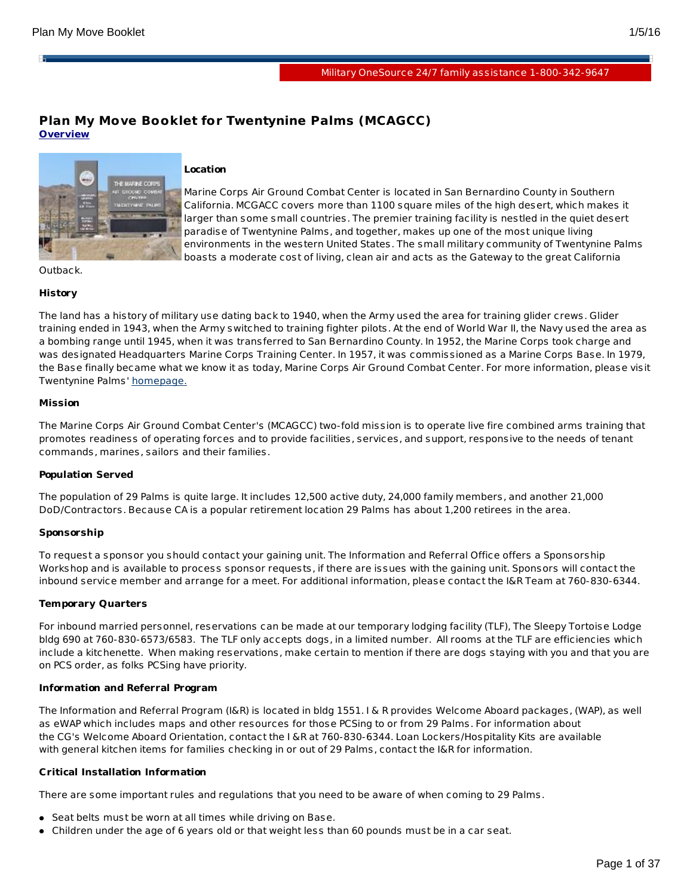Military OneSource 24/7 family assistance 1-800-342-9647

# Plan My Move Booklet for Twentynine Palms (MCAGCC)

**Overview**

**Location**

Marine Corps Air Ground Combat Center is located in San Bernardino County in Southern California. MCGACC covers more than 1100 square miles of the high desert, which makes it larger than some small countries. The premier training facility is nestled in the quiet desert paradise of Twentynine Palms, and together, makes up one of the most unique living environments in the western United States. The small military community of Twentynine Palms boasts a moderate cost of living, clean air and acts as the Gateway to the great California Outback.

**History**

The land has a history of military use dating back to 1940, when the Army used the area for training glider crews. Glider training ended in 1943, when the Army switched to training fighter pilots. At the end of World War II, the Navy used the area as a bombing range until 1945, when it was transferred to San Bernardino County. In 1952, the Marine Corps took charge and was designated Headquarters Marine Corps Training Center. In 1957, it was commissioned as a Marine Corps Base. In 1979, the Base finally became what we know it as today, Marine Corps Air Ground Combat Center. For more information, please visit Twentynine Palms' homepage.

**Mission**

The Marine Corps Air Ground Combat Center's (MCAGCC) two-fold mission is to operate live fire combined arms training that promotes readiness of operating forces and to provide facilities, services, and support, responsive to the needs of tenant commands, marines, sailors and their families.

**Population Served**

The population of 29 Palms is quite large. It includes 12,500 active duty, 24,000 family members, and another 21,000 DoD/Contractors. Because CA is a popular retirement location 29 Palms has about 1,200 retirees in the area.

**Sponsorship**

To request a sponsor you should contact your gaining unit. The Information and Referral Office offers a Sponsorship Workshop and is available to process sponsor requests, if there are issues with the gaining unit. Sponsors will contact the inbound service member and arrange for a meet. For additional information, please contact the I&R Team at 760-830-6344.

**Temporary Quarters**

For inbound married personnel, reservations can be made at our temporary lodging facility (TLF), The Sleepy Tortoise Lodge bldg 690 at 760-830-6573/6583. The TLF only accepts dogs, in a limited number. All rooms at the TLF are efficiencies which include a kitchenette. When making reservations, make certain to mention if there are dogs staying with you and that you are on PCS order, as folks PCSing have priority.

**Information and Referral Program**

The Information and Referral Program (I&R) is located in bldg 1551. I & R provides Welcome Aboard packages, (WAP), as well as eWAP which includes maps and other resources for those PCSing to or from 29 Palms. For information about the CG's Welcome Aboard Orientation, contact the I &R at 760-830-6344. Loan Lockers/Hospitality Kits are available with general kitchen items for families checking in or out of 29 Palms, contact the I&R for information.

**Critical Installation Information**

There are some important rules and regulations that you need to be aware of when coming to 29 Palms.

- Seat belts must be worn at all times while driving on Base.
- Children under the age of 6 years old or that weight less than 60 pounds must be in a car seat.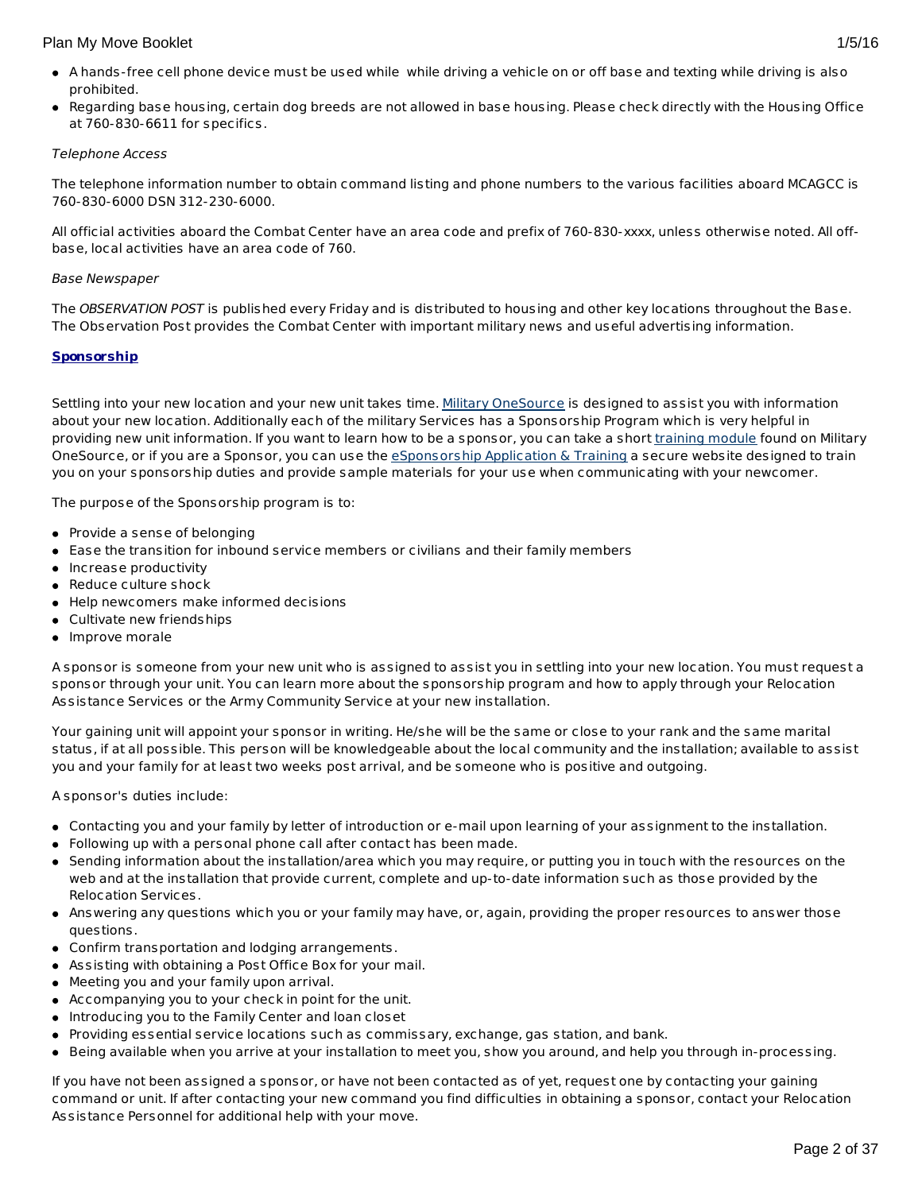- A hands-free cell phone device must be used while  while driving a vehicle on or off base and texting while driving is also prohibited.
- Regarding base housing, certain dog breeds are not allowed in base housing. Please check directly with the Housing Office at 760-830-6611 for specifics.

*Telephone Access*

The telephone information number to obtain command listing and phone numbers to the various facilities aboard MCAGCC is 760-830-6000 DSN 312-230-6000.

All official activities aboard the Combat Center have an area code and prefix of 760-830-xxxx, unless otherwise noted. All off-base, local activities have an area code of 760.

*Base Newspaper*

The *OBSERVATION POST* is published every Friday and is distributed to housing and other key locations throughout the Base. The Observation Post provides the Combat Center with important military news and useful advertising information.

**Sponsorship**

Settling into your new location and your new unit takes time. Military OneSource is designed to assist you with information about your new location. Additionally each of the military Services has a Sponsorship Program which is very helpful in providing new unit information. If you want to learn how to be a sponsor, you can take a short training module found on Military OneSource, or if you are a Sponsor, you can use the eSponsorship Application & Training a secure website designed to train you on your sponsorship duties and provide sample materials for your use when communicating with your newcomer.

The purpose of the Sponsorship program is to:

- Provide a sense of belonging
- Ease the transition for inbound service members or civilians and their family members
- Increase productivity
- Reduce culture shock
- Help newcomers make informed decisions
- Cultivate new friendships
- Improve morale

A sponsor is someone from your new unit who is assigned to assist you in settling into your new location. You must request a sponsor through your unit. You can learn more about the sponsorship program and how to apply through your Relocation Assistance Services or the Army Community Service at your new installation.

Your gaining unit will appoint your sponsor in writing. He/she will be the same or close to your rank and the same marital status, if at all possible. This person will be knowledgeable about the local community and the installation; available to assist you and your family for at least two weeks post arrival, and be someone who is positive and outgoing.

A sponsor's duties include:

- Contacting you and your family by letter of introduction or e-mail upon learning of your assignment to the installation.
- Following up with a personal phone call after contact has been made.
- Sending information about the installation/area which you may require, or putting you in touch with the resources on the web and at the installation that provide current, complete and up-to-date information such as those provided by the Relocation Services.
- Answering any questions which you or your family may have, or, again, providing the proper resources to answer those questions.
- Confirm transportation and lodging arrangements.
- Assisting with obtaining a Post Office Box for your mail.
- Meeting you and your family upon arrival.
- Accompanying you to your check in point for the unit.
- Introducing you to the Family Center and loan closet
- Providing essential service locations such as commissary, exchange, gas station, and bank.
- Being available when you arrive at your installation to meet you, show you around, and help you through in-processing.

If you have not been assigned a sponsor, or have not been contacted as of yet, request one by contacting your gaining command or unit. If after contacting your new command you find difficulties in obtaining a sponsor, contact your Relocation Assistance Personnel for additional help with your move.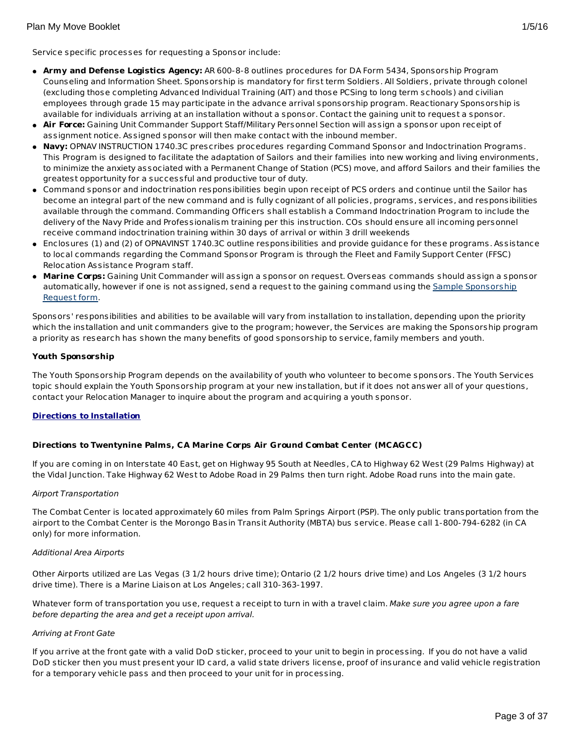Service specific processes for requesting a Sponsor include:

- **Army and Defense Logistics Agency:** AR 600-8-8 outlines procedures for DA Form 5434, Sponsorship Program Counseling and Information Sheet. Sponsorship is mandatory for first term Soldiers. All Soldiers, private through colonel (excluding those completing Advanced Individual Training (AIT) and those PCSing to long term schools) and civilian employees through grade 15 may participate in the advance arrival sponsorship program. Reactionary Sponsorship is available for individuals arriving at an installation without a sponsor. Contact the gaining unit to request a sponsor.
- **Air Force:** Gaining Unit Commander Support Staff/Military Personnel Section will assign a sponsor upon receipt of assignment notice. Assigned sponsor will then make contact with the inbound member.
- **Navy:** OPNAV INSTRUCTION 1740.3C prescribes procedures regarding Command Sponsor and Indoctrination Programs. This Program is designed to facilitate the adaptation of Sailors and their families into new working and living environments, to minimize the anxiety associated with a Permanent Change of Station (PCS) move, and afford Sailors and their families the greatest opportunity for a successful and productive tour of duty.
- Command sponsor and indoctrination responsibilities begin upon receipt of PCS orders and continue until the Sailor has become an integral part of the new command and is fully cognizant of all policies, programs, services, and responsibilities available through the command. Commanding Officers shall establish a Command Indoctrination Program to include the delivery of the Navy Pride and Professionalism training per this instruction. COs should ensure all incoming personnel receive command indoctrination training within 30 days of arrival or within 3 drill weekends
- Enclosures (1) and (2) of OPNAVINST 1740.3C outline responsibilities and provide guidance for these programs. Assistance to local commands regarding the Command Sponsor Program is through the Fleet and Family Support Center (FFSC) Relocation Assistance Program staff.
- **Marine Corps:** Gaining Unit Commander will assign a sponsor on request. Overseas commands should assign a sponsor automatically, however if one is not assigned, send a request to the gaining command using the Sample Sponsorship Request form.

Sponsors' responsibilities and abilities to be available will vary from installation to installation, depending upon the priority which the installation and unit commanders give to the program; however, the Services are making the Sponsorship program a priority as research has shown the many benefits of good sponsorship to service, family members and youth.

**Youth Sponsorship**

The Youth Sponsorship Program depends on the availability of youth who volunteer to become sponsors. The Youth Services topic should explain the Youth Sponsorship program at your new installation, but if it does not answer all of your questions, contact your Relocation Manager to inquire about the program and acquiring a youth sponsor.

## Directions to Installation

**Directions to Twentynine Palms, CA Marine Corps Air Ground Combat Center (MCAGCC)**

If you are coming in on Interstate 40 East, get on Highway 95 South at Needles, CA to Highway 62 West (29 Palms Highway) at the Vidal Junction. Take Highway 62 West to Adobe Road in 29 Palms then turn right. Adobe Road runs into the main gate.

*Airport Transportation*

The Combat Center is located approximately 60 miles from Palm Springs Airport (PSP). The only public transportation from the airport to the Combat Center is the Morongo Basin Transit Authority (MBTA) bus service. Please call 1-800-794-6282 (in CA only) for more information.

*Additional Area Airports*

Other Airports utilized are Las Vegas (3 1/2 hours drive time); Ontario (2 1/2 hours drive time) and Los Angeles (3 1/2 hours drive time). There is a Marine Liaison at Los Angeles; call 310-363-1997.

Whatever form of transportation you use, request a receipt to turn in with a travel claim. *Make sure you agree upon a fare before departing the area and get a receipt upon arrival.*

*Arriving at Front Gate*

If you arrive at the front gate with a valid DoD sticker, proceed to your unit to begin in processing. If you do not have a valid DoD sticker then you must present your ID card, a valid state drivers license, proof of insurance and valid vehicle registration for a temporary vehicle pass and then proceed to your unit for in processing.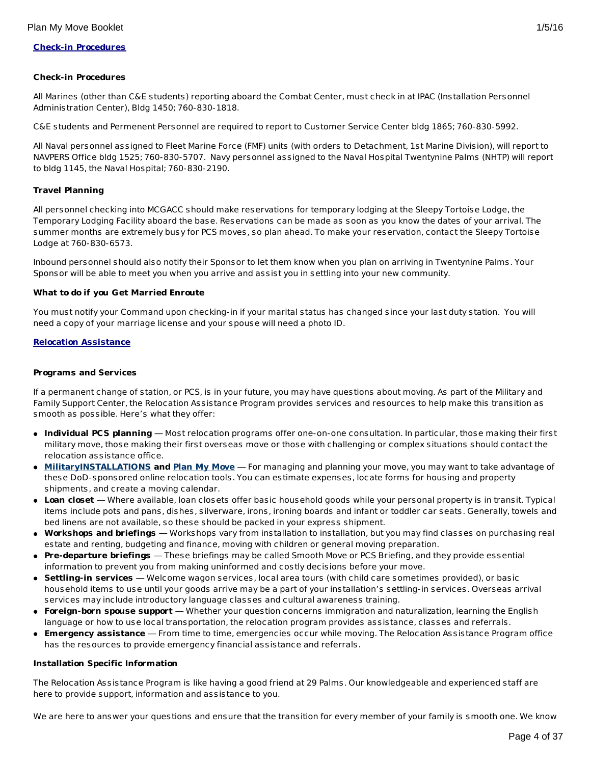**[Check-in Procedures](#)**

**Check-in Procedures**

All Marines (other than C&E students) reporting aboard the Combat Center, must check in at IPAC (Installation Personnel Administration Center), Bldg 1450; 760-830-1818.

C&E students and Permenent Personnel are required to report to Customer Service Center bldg 1865; 760-830-5992.

All Naval personnel assigned to Fleet Marine Force (FMF) units (with orders to Detachment, 1st Marine Division), will report to NAVPERS Office bldg 1525; 760-830-5707. Navy personnel assigned to the Naval Hospital Twentynine Palms (NHTP) will report to bldg 1145, the Naval Hospital; 760-830-2190.

**Travel Planning**

All personnel checking into MCGACC should make reservations for temporary lodging at the Sleepy Tortoise Lodge, the Temporary Lodging Facility aboard the base. Reservations can be made as soon as you know the dates of your arrival. The summer months are extremely busy for PCS moves, so plan ahead. To make your reservation, contact the Sleepy Tortoise Lodge at 760-830-6573.

Inbound personnel should also notify their Sponsor to let them know when you plan on arriving in Twentynine Palms. Your Sponsor will be able to meet you when you arrive and assist you in settling into your new community.

**What to do if you Get Married Enroute**

You must notify your Command upon checking-in if your marital status has changed since your last duty station. You will need a copy of your marriage license and your spouse will need a photo ID.

**[Relocation Assistance](#)**

**Programs and Services**

If a permanent change of station, or PCS, is in your future, you may have questions about moving. As part of the Military and Family Support Center, the Relocation Assistance Program provides services and resources to help make this transition as smooth as possible. Here's what they offer:

- **Individual PCS planning** — Most relocation programs offer one-on-one consultation. In particular, those making their first military move, those making their first overseas move or those with challenging or complex situations should contact the relocation assistance office.
- **[MilitaryINSTALLATIONS](#) and [Plan My Move](#)** — For managing and planning your move, you may want to take advantage of these DoD-sponsored online relocation tools. You can estimate expenses, locate forms for housing and property shipments, and create a moving calendar.
- **Loan closet** — Where available, loan closets offer basic household goods while your personal property is in transit. Typical items include pots and pans, dishes, silverware, irons, ironing boards and infant or toddler car seats. Generally, towels and bed linens are not available, so these should be packed in your express shipment.
- **Workshops and briefings** — Workshops vary from installation to installation, but you may find classes on purchasing real estate and renting, budgeting and finance, moving with children or general moving preparation.
- **Pre-departure briefings** — These briefings may be called Smooth Move or PCS Briefing, and they provide essential information to prevent you from making uninformed and costly decisions before your move.
- **Settling-in services** — Welcome wagon services, local area tours (with child care sometimes provided), or basic household items to use until your goods arrive may be a part of your installation's settling-in services. Overseas arrival services may include introductory language classes and cultural awareness training.
- **Foreign-born spouse support** — Whether your question concerns immigration and naturalization, learning the English language or how to use local transportation, the relocation program provides assistance, classes and referrals.
- **Emergency assistance** — From time to time, emergencies occur while moving. The Relocation Assistance Program office has the resources to provide emergency financial assistance and referrals.

**Installation Specific Information**

The Relocation Assistance Program is like having a good friend at 29 Palms. Our knowledgeable and experienced staff are here to provide support, information and assistance to you.

We are here to answer your questions and ensure that the transition for every member of your family is smooth one. We know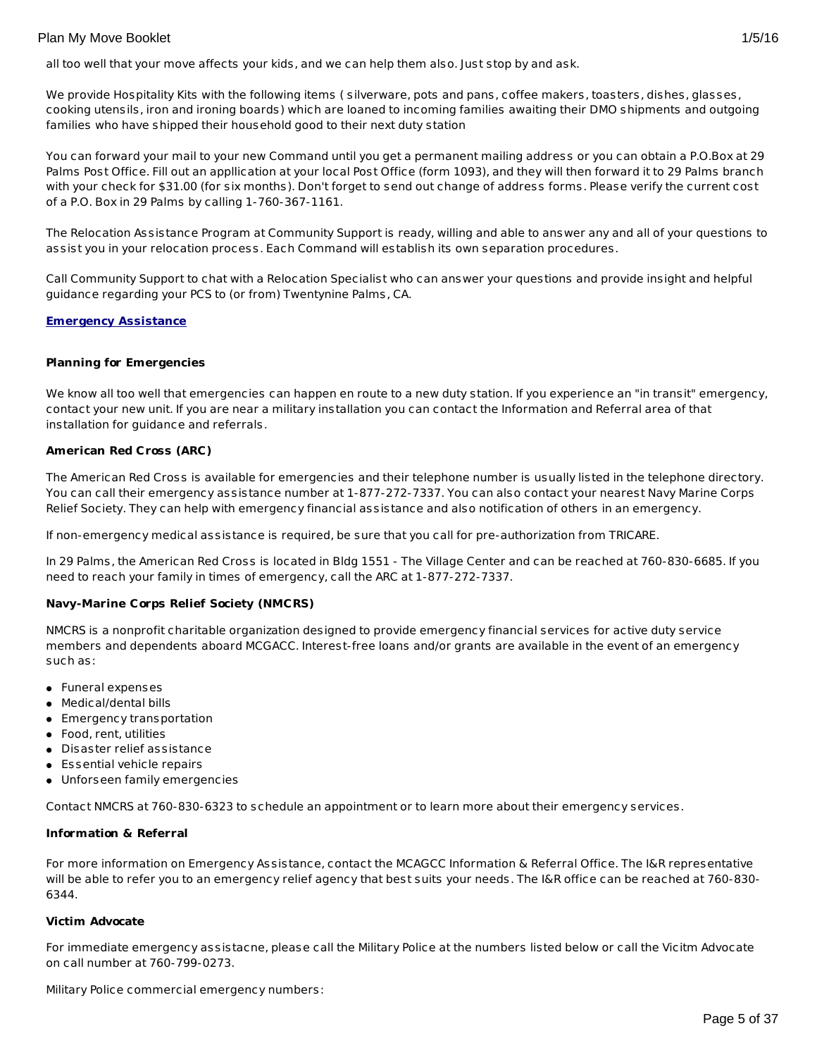all too well that your move affects your kids, and we can help them also. Just stop by and ask.

We provide Hospitality Kits with the following items ( silverware, pots and pans, coffee makers, toasters, dishes, glasses, cooking utensils, iron and ironing boards) which are loaned to incoming families awaiting their DMO shipments and outgoing families who have shipped their household good to their next duty station

You can forward your mail to your new Command until you get a permanent mailing address or you can obtain a P.O.Box at 29 Palms Post Office. Fill out an appllication at your local Post Office (form 1093), and they will then forward it to 29 Palms branch with your check for $31.00 (for six months). Don't forget to send out change of address forms. Please verify the current cost of a P.O. Box in 29 Palms by calling 1-760-367-1161.

The Relocation Assistance Program at Community Support is ready, willing and able to answer any and all of your questions to assist you in your relocation process. Each Command will establish its own separation procedures.

Call Community Support to chat with a Relocation Specialist who can answer your questions and provide insight and helpful guidance regarding your PCS to (or from) Twentynine Palms, CA.

## Emergency Assistance

### Planning for Emergencies

We know all too well that emergencies can happen en route to a new duty station. If you experience an "in transit" emergency, contact your new unit. If you are near a military installation you can contact the Information and Referral area of that installation for guidance and referrals.

### American Red Cross (ARC)

The American Red Cross is available for emergencies and their telephone number is usually listed in the telephone directory. You can call their emergency assistance number at 1-877-272-7337. You can also contact your nearest Navy Marine Corps Relief Society. They can help with emergency financial assistance and also notification of others in an emergency.

If non-emergency medical assistance is required, be sure that you call for pre-authorization from TRICARE.

In 29 Palms, the American Red Cross is located in Bldg 1551 - The Village Center and can be reached at 760-830-6685. If you need to reach your family in times of emergency, call the ARC at 1-877-272-7337.

### Navy-Marine Corps Relief Society (NMCRS)

NMCRS is a nonprofit charitable organization designed to provide emergency financial services for active duty service members and dependents aboard MCGACC. Interest-free loans and/or grants are available in the event of an emergency such as:

- Funeral expenses
- Medical/dental bills
- Emergency transportation
- Food, rent, utilities
- Disaster relief assistance
- Essential vehicle repairs
- Unforseen family emergencies

Contact NMCRS at 760-830-6323 to schedule an appointment or to learn more about their emergency services.

### Information & Referral

For more information on Emergency Assistance, contact the MCAGCC Information & Referral Office. The I&R representative will be able to refer you to an emergency relief agency that best suits your needs. The I&R office can be reached at 760-830-6344.

### Victim Advocate

For immediate emergency assistacne, please call the Military Police at the numbers listed below or call the Vicitm Advocate on call number at 760-799-0273.

Military Police commercial emergency numbers: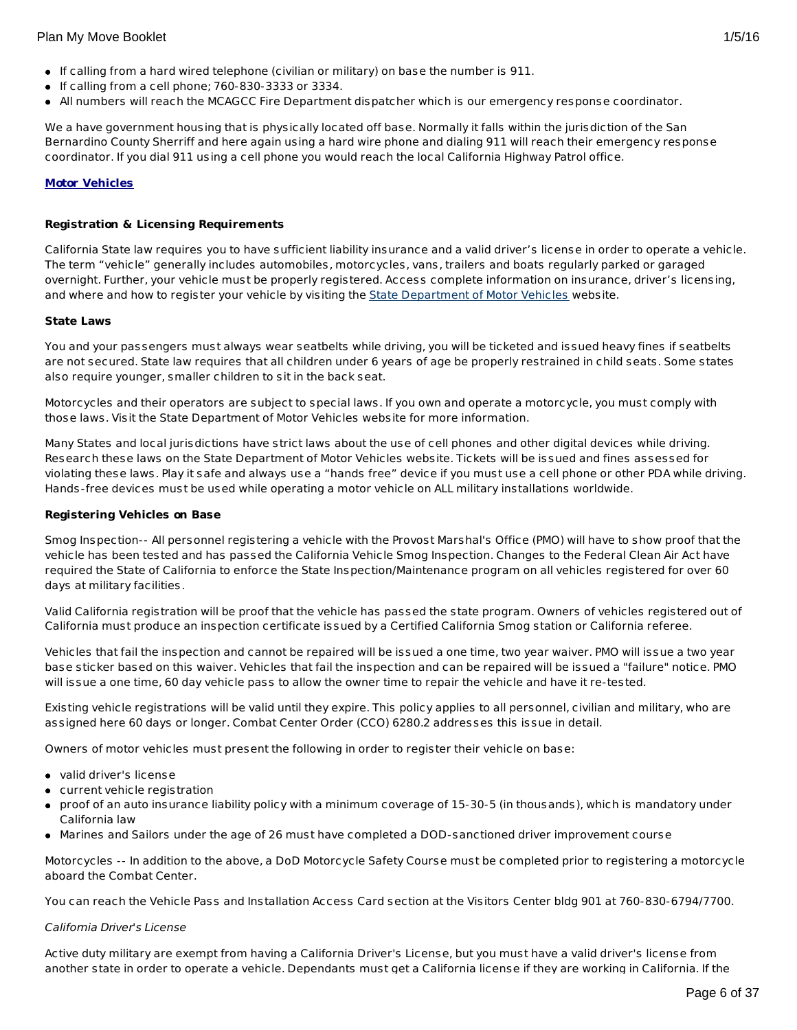- If calling from a hard wired telephone (civilian or military) on base the number is 911.
- If calling from a cell phone; 760-830-3333 or 3334.
- All numbers will reach the MCAGCC Fire Department dispatcher which is our emergency response coordinator.

We a have government housing that is physically located off base. Normally it falls within the jurisdiction of the San Bernardino County Sherriff and here again using a hard wire phone and dialing 911 will reach their emergency response coordinator. If you dial 911 using a cell phone you would reach the local California Highway Patrol office.

## Motor Vehicles

### Registration & Licensing Requirements

California State law requires you to have sufficient liability insurance and a valid driver's license in order to operate a vehicle. The term "vehicle" generally includes automobiles, motorcycles, vans, trailers and boats regularly parked or garaged overnight. Further, your vehicle must be properly registered. Access complete information on insurance, driver's licensing, and where and how to register your vehicle by visiting the State Department of Motor Vehicles website.

### State Laws

You and your passengers must always wear seatbelts while driving, you will be ticketed and issued heavy fines if seatbelts are not secured. State law requires that all children under 6 years of age be properly restrained in child seats. Some states also require younger, smaller children to sit in the back seat.

Motorcycles and their operators are subject to special laws. If you own and operate a motorcycle, you must comply with those laws. Visit the State Department of Motor Vehicles website for more information.

Many States and local jurisdictions have strict laws about the use of cell phones and other digital devices while driving. Research these laws on the State Department of Motor Vehicles website. Tickets will be issued and fines assessed for violating these laws. Play it safe and always use a "hands free" device if you must use a cell phone or other PDA while driving. Hands-free devices must be used while operating a motor vehicle on ALL military installations worldwide.

### Registering Vehicles on Base

Smog Inspection-- All personnel registering a vehicle with the Provost Marshal's Office (PMO) will have to show proof that the vehicle has been tested and has passed the California Vehicle Smog Inspection. Changes to the Federal Clean Air Act have required the State of California to enforce the State Inspection/Maintenance program on all vehicles registered for over 60 days at military facilities.

Valid California registration will be proof that the vehicle has passed the state program. Owners of vehicles registered out of California must produce an inspection certificate issued by a Certified California Smog station or California referee.

Vehicles that fail the inspection and cannot be repaired will be issued a one time, two year waiver. PMO will issue a two year base sticker based on this waiver. Vehicles that fail the inspection and can be repaired will be issued a "failure" notice. PMO will issue a one time, 60 day vehicle pass to allow the owner time to repair the vehicle and have it re-tested.

Existing vehicle registrations will be valid until they expire. This policy applies to all personnel, civilian and military, who are assigned here 60 days or longer. Combat Center Order (CCO) 6280.2 addresses this issue in detail.

Owners of motor vehicles must present the following in order to register their vehicle on base:

- valid driver's license
- current vehicle registration
- proof of an auto insurance liability policy with a minimum coverage of 15-30-5 (in thousands), which is mandatory under California law
- Marines and Sailors under the age of 26 must have completed a DOD-sanctioned driver improvement course

Motorcycles -- In addition to the above, a DoD Motorcycle Safety Course must be completed prior to registering a motorcycle aboard the Combat Center.

You can reach the Vehicle Pass and Installation Access Card section at the Visitors Center bldg 901 at 760-830-6794/7700.

*California Driver's License*

Active duty military are exempt from having a California Driver's License, but you must have a valid driver's license from another state in order to operate a vehicle. Dependants must get a California license if they are working in California. If the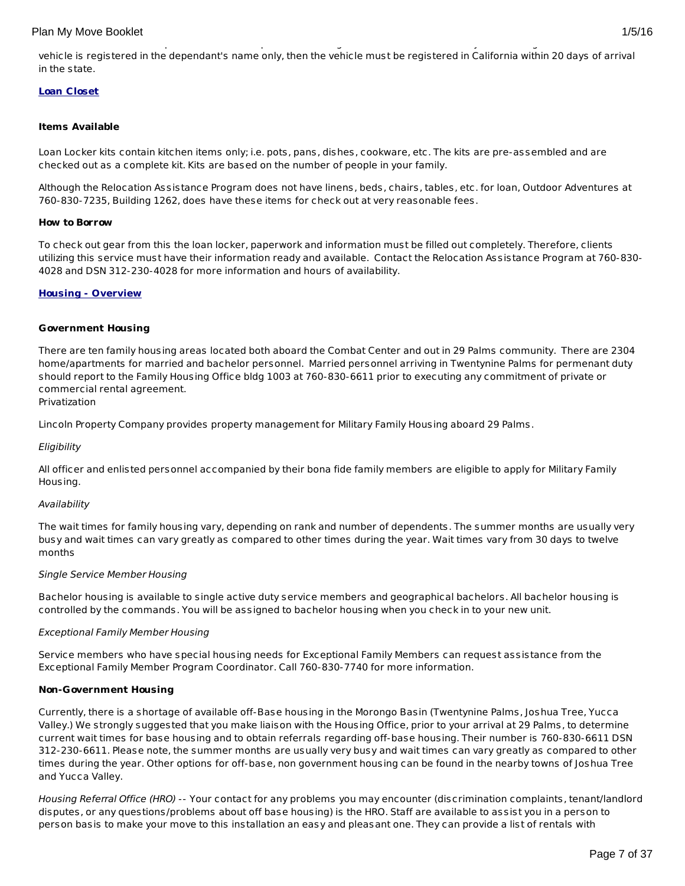vehicle is registered in the dependant's name only, then the vehicle must be registered in California within 20 days of arrival in the state.

**Loan Closet**

**Items Available**

Loan Locker kits contain kitchen items only; i.e. pots, pans, dishes, cookware, etc. The kits are pre-assembled and are checked out as a complete kit. Kits are based on the number of people in your family.

Although the Relocation Assistance Program does not have linens, beds, chairs, tables, etc. for loan, Outdoor Adventures at 760-830-7235, Building 1262, does have these items for check out at very reasonable fees.

**How to Borrow**

To check out gear from this the loan locker, paperwork and information must be filled out completely. Therefore, clients utilizing this service must have their information ready and available. Contact the Relocation Assistance Program at 760-830-4028 and DSN 312-230-4028 for more information and hours of availability.

**Housing - Overview**

**Government Housing**

There are ten family housing areas located both aboard the Combat Center and out in 29 Palms community. There are 2304 home/apartments for married and bachelor personnel. Married personnel arriving in Twentynine Palms for permenant duty should report to the Family Housing Office bldg 1003 at 760-830-6611 prior to executing any commitment of private or commercial rental agreement.
Privatization

Lincoln Property Company provides property management for Military Family Housing aboard 29 Palms.

*Eligibility*

All officer and enlisted personnel accompanied by their bona fide family members are eligible to apply for Military Family Housing.

*Availability*

The wait times for family housing vary, depending on rank and number of dependents. The summer months are usually very busy and wait times can vary greatly as compared to other times during the year. Wait times vary from 30 days to twelve months

*Single Service Member Housing*

Bachelor housing is available to single active duty service members and geographical bachelors. All bachelor housing is controlled by the commands. You will be assigned to bachelor housing when you check in to your new unit.

*Exceptional Family Member Housing*

Service members who have special housing needs for Exceptional Family Members can request assistance from the Exceptional Family Member Program Coordinator. Call 760-830-7740 for more information.

**Non-Government Housing**

Currently, there is a shortage of available off-Base housing in the Morongo Basin (Twentynine Palms, Joshua Tree, Yucca Valley.) We strongly suggested that you make liaison with the Housing Office, prior to your arrival at 29 Palms, to determine current wait times for base housing and to obtain referrals regarding off-base housing. Their number is 760-830-6611 DSN 312-230-6611. Please note, the summer months are usually very busy and wait times can vary greatly as compared to other times during the year. Other options for off-base, non government housing can be found in the nearby towns of Joshua Tree and Yucca Valley.

*Housing Referral Office (HRO)* -- Your contact for any problems you may encounter (discrimination complaints, tenant/landlord disputes, or any questions/problems about off base housing) is the HRO. Staff are available to assist you in a person to person basis to make your move to this installation an easy and pleasant one. They can provide a list of rentals with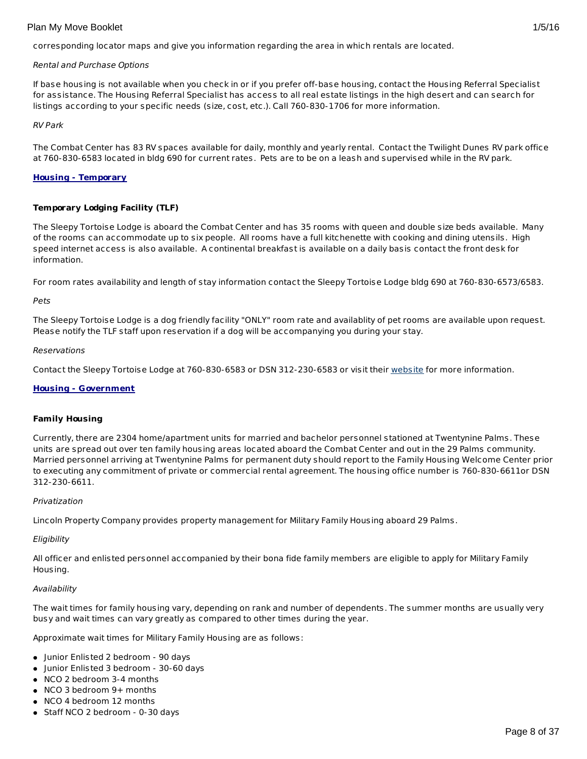corresponding locator maps and give you information regarding the area in which rentals are located.

*Rental and Purchase Options*

If base housing is not available when you check in or if you prefer off-base housing, contact the Housing Referral Specialist for assistance. The Housing Referral Specialist has access to all real estate listings in the high desert and can search for listings according to your specific needs (size, cost, etc.). Call 760-830-1706 for more information.

*RV Park*

The Combat Center has 83 RV spaces available for daily, monthly and yearly rental. Contact the Twilight Dunes RV park office at 760-830-6583 located in bldg 690 for current rates. Pets are to be on a leash and supervised while in the RV park.

## **Housing - Temporary**

### **Temporary Lodging Facility (TLF)**

The Sleepy Tortoise Lodge is aboard the Combat Center and has 35 rooms with queen and double size beds available. Many of the rooms can accommodate up to six people. All rooms have a full kitchenette with cooking and dining utensils. High speed internet access is also available. A continental breakfast is available on a daily basis contact the front desk for information.

For room rates availability and length of stay information contact the Sleepy Tortoise Lodge bldg 690 at 760-830-6573/6583.

*Pets*

The Sleepy Tortoise Lodge is a dog friendly facility "ONLY" room rate and availablity of pet rooms are available upon request. Please notify the TLF staff upon reservation if a dog will be accompanying you during your stay.

*Reservations*

Contact the Sleepy Tortoise Lodge at 760-830-6583 or DSN 312-230-6583 or visit their website for more information.

## **Housing - Government**

### **Family Housing**

Currently, there are 2304 home/apartment units for married and bachelor personnel stationed at Twentynine Palms. These units are spread out over ten family housing areas located aboard the Combat Center and out in the 29 Palms community. Married personnel arriving at Twentynine Palms for permanent duty should report to the Family Housing Welcome Center prior to executing any commitment of private or commercial rental agreement. The housing office number is 760-830-6611or DSN 312-230-6611.

*Privatization*

Lincoln Property Company provides property management for Military Family Housing aboard 29 Palms.

*Eligibility*

All officer and enlisted personnel accompanied by their bona fide family members are eligible to apply for Military Family Housing.

*Availability*

The wait times for family housing vary, depending on rank and number of dependents. The summer months are usually very busy and wait times can vary greatly as compared to other times during the year.

Approximate wait times for Military Family Housing are as follows:

- Junior Enlisted 2 bedroom - 90 days
- Junior Enlisted 3 bedroom - 30-60 days
- NCO 2 bedroom 3-4 months
- NCO 3 bedroom 9+ months
- NCO 4 bedroom 12 months
- Staff NCO 2 bedroom - 0-30 days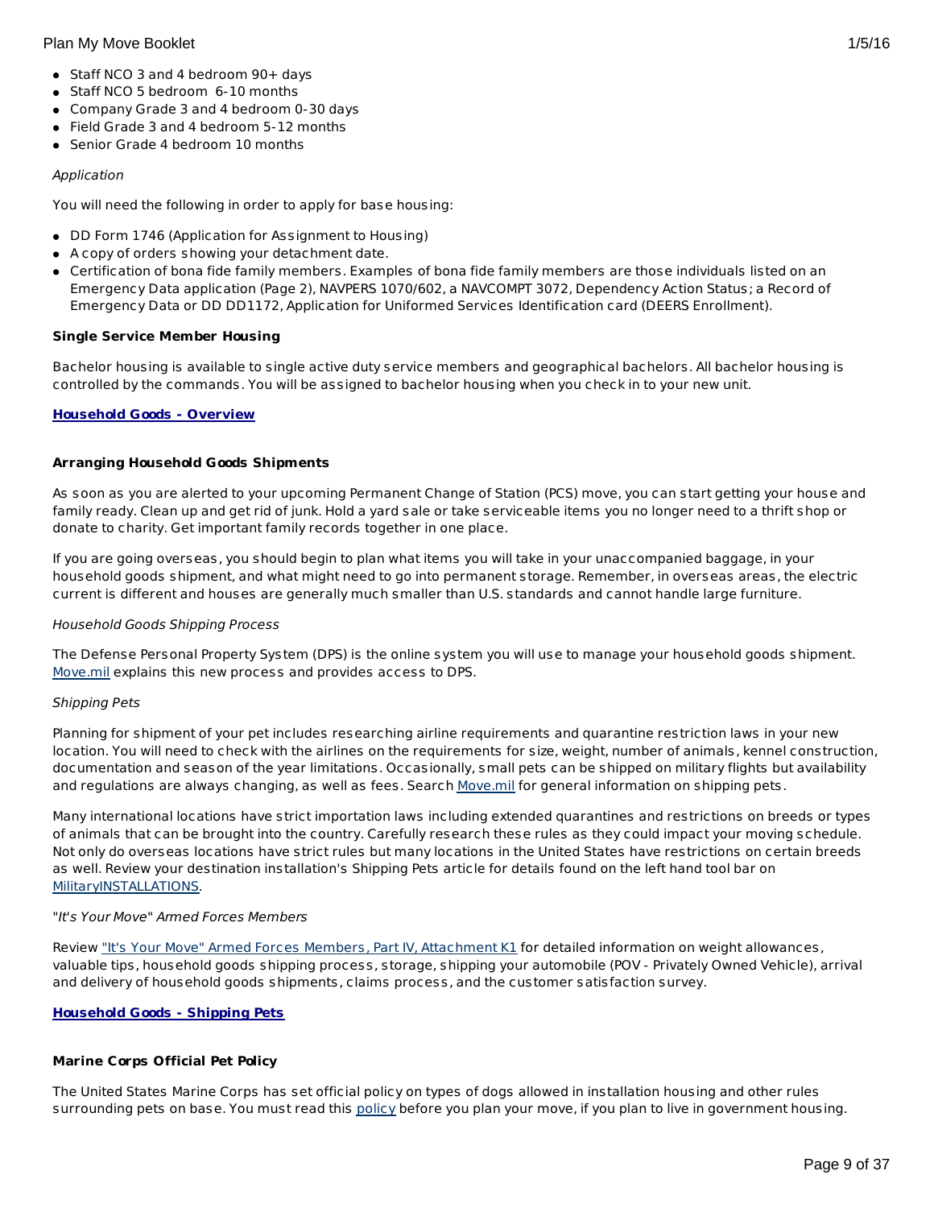- Staff NCO 3 and 4 bedroom 90+ days
- Staff NCO 5 bedroom 6-10 months
- Company Grade 3 and 4 bedroom 0-30 days
- Field Grade 3 and 4 bedroom 5-12 months
- Senior Grade 4 bedroom 10 months

*Application*

You will need the following in order to apply for base housing:

- DD Form 1746 (Application for Assignment to Housing)
- A copy of orders showing your detachment date.
- Certification of bona fide family members. Examples of bona fide family members are those individuals listed on an Emergency Data application (Page 2), NAVPERS 1070/602, a NAVCOMPT 3072, Dependency Action Status; a Record of Emergency Data or DD DD1172, Application for Uniformed Services Identification card (DEERS Enrollment).

**Single Service Member Housing**

Bachelor housing is available to single active duty service members and geographical bachelors. All bachelor housing is controlled by the commands. You will be assigned to bachelor housing when you check in to your new unit.

**Household Goods - Overview**

**Arranging Household Goods Shipments**

As soon as you are alerted to your upcoming Permanent Change of Station (PCS) move, you can start getting your house and family ready. Clean up and get rid of junk. Hold a yard sale or take serviceable items you no longer need to a thrift shop or donate to charity. Get important family records together in one place.

If you are going overseas, you should begin to plan what items you will take in your unaccompanied baggage, in your household goods shipment, and what might need to go into permanent storage. Remember, in overseas areas, the electric current is different and houses are generally much smaller than U.S. standards and cannot handle large furniture.

*Household Goods Shipping Process*

The Defense Personal Property System (DPS) is the online system you will use to manage your household goods shipment. Move.mil explains this new process and provides access to DPS.

*Shipping Pets*

Planning for shipment of your pet includes researching airline requirements and quarantine restriction laws in your new location. You will need to check with the airlines on the requirements for size, weight, number of animals, kennel construction, documentation and season of the year limitations. Occasionally, small pets can be shipped on military flights but availability and regulations are always changing, as well as fees. Search Move.mil for general information on shipping pets.

Many international locations have strict importation laws including extended quarantines and restrictions on breeds or types of animals that can be brought into the country. Carefully research these rules as they could impact your moving schedule. Not only do overseas locations have strict rules but many locations in the United States have restrictions on certain breeds as well. Review your destination installation's Shipping Pets article for details found on the left hand tool bar on MilitaryINSTALLATIONS.

*"It's Your Move" Armed Forces Members*

Review "It's Your Move" Armed Forces Members, Part IV, Attachment K1 for detailed information on weight allowances, valuable tips, household goods shipping process, storage, shipping your automobile (POV - Privately Owned Vehicle), arrival and delivery of household goods shipments, claims process, and the customer satisfaction survey.

**Household Goods - Shipping Pets**

**Marine Corps Official Pet Policy**

The United States Marine Corps has set official policy on types of dogs allowed in installation housing and other rules surrounding pets on base. You must read this policy before you plan your move, if you plan to live in government housing.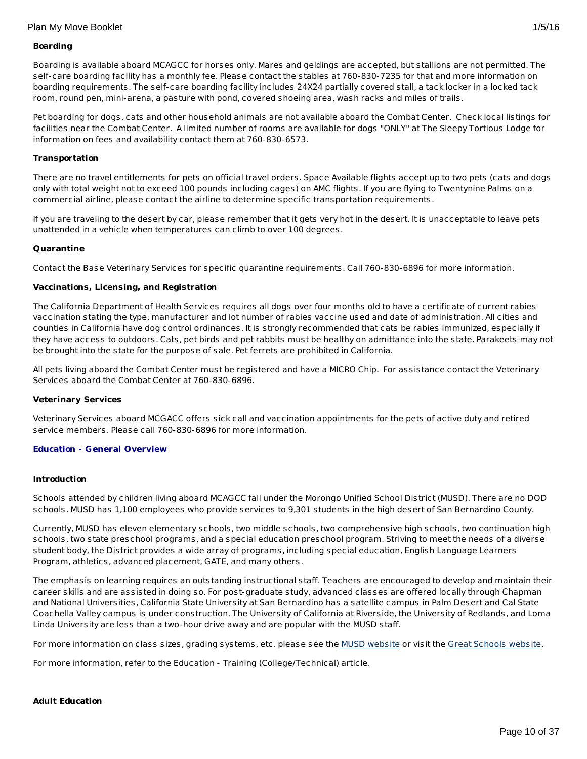**Boarding**

Boarding is available aboard MCAGCC for horses only. Mares and geldings are accepted, but stallions are not permitted. The self-care boarding facility has a monthly fee. Please contact the stables at 760-830-7235 for that and more information on boarding requirements. The self-care boarding facility includes 24X24 partially covered stall, a tack locker in a locked tack room, round pen, mini-arena, a pasture with pond, covered shoeing area, wash racks and miles of trails.

Pet boarding for dogs, cats and other household animals are not available aboard the Combat Center. Check local listings for facilities near the Combat Center. A limited number of rooms are available for dogs "ONLY" at The Sleepy Tortious Lodge for information on fees and availability contact them at 760-830-6573.

**Transportation**

There are no travel entitlements for pets on official travel orders. Space Available flights accept up to two pets (cats and dogs only with total weight not to exceed 100 pounds including cages) on AMC flights. If you are flying to Twentynine Palms on a commercial airline, please contact the airline to determine specific transportation requirements.

If you are traveling to the desert by car, please remember that it gets very hot in the desert. It is unacceptable to leave pets unattended in a vehicle when temperatures can climb to over 100 degrees.

**Quarantine**

Contact the Base Veterinary Services for specific quarantine requirements. Call 760-830-6896 for more information.

**Vaccinations, Licensing, and Registration**

The California Department of Health Services requires all dogs over four months old to have a certificate of current rabies vaccination stating the type, manufacturer and lot number of rabies vaccine used and date of administration. All cities and counties in California have dog control ordinances. It is strongly recommended that cats be rabies immunized, especially if they have access to outdoors. Cats, pet birds and pet rabbits must be healthy on admittance into the state. Parakeets may not be brought into the state for the purpose of sale. Pet ferrets are prohibited in California.

All pets living aboard the Combat Center must be registered and have a MICRO Chip. For assistance contact the Veterinary Services aboard the Combat Center at 760-830-6896.

**Veterinary Services**

Veterinary Services aboard MCGACC offers sick call and vaccination appointments for the pets of active duty and retired service members. Please call 760-830-6896 for more information.

## Education - General Overview

**Introduction**

Schools attended by children living aboard MCAGCC fall under the Morongo Unified School District (MUSD). There are no DOD schools. MUSD has 1,100 employees who provide services to 9,301 students in the high desert of San Bernardino County.

Currently, MUSD has eleven elementary schools, two middle schools, two comprehensive high schools, two continuation high schools, two state preschool programs, and a special education preschool program. Striving to meet the needs of a diverse student body, the District provides a wide array of programs, including special education, English Language Learners Program, athletics, advanced placement, GATE, and many others.

The emphasis on learning requires an outstanding instructional staff. Teachers are encouraged to develop and maintain their career skills and are assisted in doing so. For post-graduate study, advanced classes are offered locally through Chapman and National Universities, California State University at San Bernardino has a satellite campus in Palm Desert and Cal State Coachella Valley campus is under construction. The University of California at Riverside, the University of Redlands, and Loma Linda University are less than a two-hour drive away and are popular with the MUSD staff.

For more information on class sizes, grading systems, etc. please see the MUSD website or visit the Great Schools website.

For more information, refer to the Education - Training (College/Technical) article.

**Adult Education**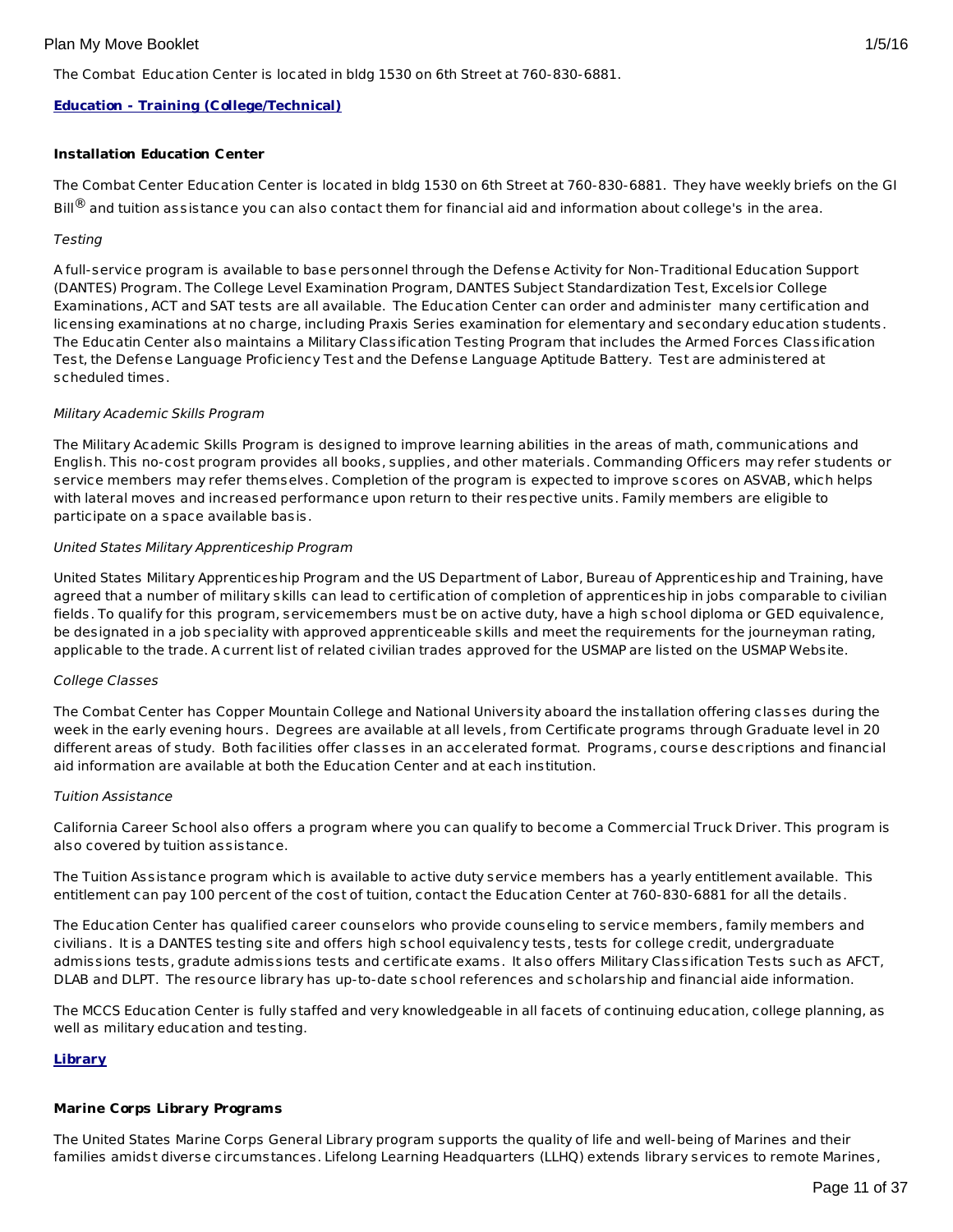The Combat  Education Center is located in bldg 1530 on 6th Street at 760-830-6881.

**Education - Training (College/Technical)**

**Installation Education Center**

The Combat Center Education Center is located in bldg 1530 on 6th Street at 760-830-6881.  They have weekly briefs on the GI Bill® and tuition assistance you can also contact them for financial aid and information about college's in the area.

*Testing*

A full-service program is available to base personnel through the Defense Activity for Non-Traditional Education Support (DANTES) Program. The College Level Examination Program, DANTES Subject Standardization Test, Excelsior College Examinations, ACT and SAT tests are all available.  The Education Center can order and administer  many certification and licensing examinations at no charge, including Praxis Series examination for elementary and secondary education students. The Educatin Center also maintains a Military Classification Testing Program that includes the Armed Forces Classification Test, the Defense Language Proficiency Test and the Defense Language Aptitude Battery.  Test are administered at scheduled times.

*Military Academic Skills Program*

The Military Academic Skills Program is designed to improve learning abilities in the areas of math, communications and English. This no-cost program provides all books, supplies, and other materials. Commanding Officers may refer students or service members may refer themselves. Completion of the program is expected to improve scores on ASVAB, which helps with lateral moves and increased performance upon return to their respective units. Family members are eligible to participate on a space available basis.

*United States Military Apprenticeship Program*

United States Military Apprenticeship Program and the US Department of Labor, Bureau of Apprenticeship and Training, have agreed that a number of military skills can lead to certification of completion of apprenticeship in jobs comparable to civilian fields. To qualify for this program, servicemembers must be on active duty, have a high school diploma or GED equivalence, be designated in a job speciality with approved apprenticeable skills and meet the requirements for the journeyman rating, applicable to the trade. A current list of related civilian trades approved for the USMAP are listed on the USMAP Website.

*College Classes*

The Combat Center has Copper Mountain College and National University aboard the installation offering classes during the week in the early evening hours.  Degrees are available at all levels, from Certificate programs through Graduate level in 20 different areas of study.  Both facilities offer classes in an accelerated format.  Programs, course descriptions and financial aid information are available at both the Education Center and at each institution.

*Tuition Assistance*

California Career School also offers a program where you can qualify to become a Commercial Truck Driver. This program is also covered by tuition assistance.

The Tuition Assistance program which is available to active duty service members has a yearly entitlement available.  This entitlement can pay 100 percent of the cost of tuition, contact the Education Center at 760-830-6881 for all the details.

The Education Center has qualified career counselors who provide counseling to service members, family members and civilians.  It is a DANTES testing site and offers high school equivalency tests, tests for college credit, undergraduate admissions tests, gradute admissions tests and certificate exams.  It also offers Military Classification Tests such as AFCT, DLAB and DLPT.  The resource library has up-to-date school references and scholarship and financial aide information.

The MCCS Education Center is fully staffed and very knowledgeable in all facets of continuing education, college planning, as well as military education and testing.

**Library**

**Marine Corps Library Programs**

The United States Marine Corps General Library program supports the quality of life and well-being of Marines and their families amidst diverse circumstances. Lifelong Learning Headquarters (LLHQ) extends library services to remote Marines,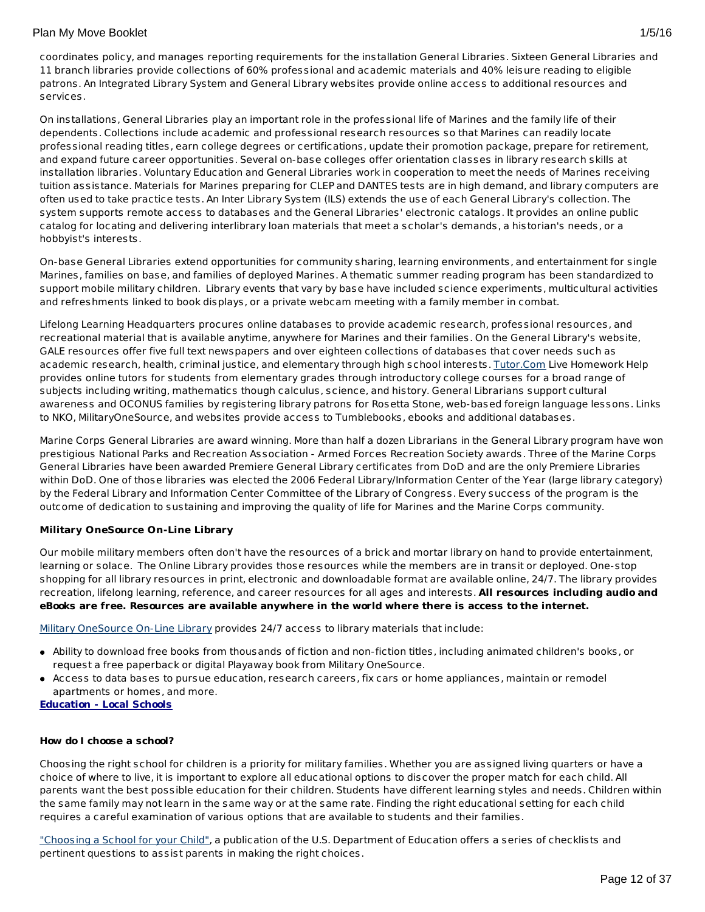coordinates policy, and manages reporting requirements for the installation General Libraries. Sixteen General Libraries and 11 branch libraries provide collections of 60% professional and academic materials and 40% leisure reading to eligible patrons. An Integrated Library System and General Library websites provide online access to additional resources and services.

On installations, General Libraries play an important role in the professional life of Marines and the family life of their dependents. Collections include academic and professional research resources so that Marines can readily locate professional reading titles, earn college degrees or certifications, update their promotion package, prepare for retirement, and expand future career opportunities. Several on-base colleges offer orientation classes in library research skills at installation libraries. Voluntary Education and General Libraries work in cooperation to meet the needs of Marines receiving tuition assistance. Materials for Marines preparing for CLEP and DANTES tests are in high demand, and library computers are often used to take practice tests. An Inter Library System (ILS) extends the use of each General Library's collection. The system supports remote access to databases and the General Libraries' electronic catalogs. It provides an online public catalog for locating and delivering interlibrary loan materials that meet a scholar's demands, a historian's needs, or a hobbyist's interests.

On-base General Libraries extend opportunities for community sharing, learning environments, and entertainment for single Marines, families on base, and families of deployed Marines. A thematic summer reading program has been standardized to support mobile military children. Library events that vary by base have included science experiments, multicultural activities and refreshments linked to book displays, or a private webcam meeting with a family member in combat.

Lifelong Learning Headquarters procures online databases to provide academic research, professional resources, and recreational material that is available anytime, anywhere for Marines and their families. On the General Library's website, GALE resources offer five full text newspapers and over eighteen collections of databases that cover needs such as academic research, health, criminal justice, and elementary through high school interests. Tutor.Com Live Homework Help provides online tutors for students from elementary grades through introductory college courses for a broad range of subjects including writing, mathematics though calculus, science, and history. General Librarians support cultural awareness and OCONUS families by registering library patrons for Rosetta Stone, web-based foreign language lessons. Links to NKO, MilitaryOneSource, and websites provide access to Tumblebooks, ebooks and additional databases.

Marine Corps General Libraries are award winning. More than half a dozen Librarians in the General Library program have won prestigious National Parks and Recreation Association - Armed Forces Recreation Society awards. Three of the Marine Corps General Libraries have been awarded Premiere General Library certificates from DoD and are the only Premiere Libraries within DoD. One of those libraries was elected the 2006 Federal Library/Information Center of the Year (large library category) by the Federal Library and Information Center Committee of the Library of Congress. Every success of the program is the outcome of dedication to sustaining and improving the quality of life for Marines and the Marine Corps community.

**Military OneSource On-Line Library**

Our mobile military members often don't have the resources of a brick and mortar library on hand to provide entertainment, learning or solace. The Online Library provides those resources while the members are in transit or deployed. One-stop shopping for all library resources in print, electronic and downloadable format are available online, 24/7. The library provides recreation, lifelong learning, reference, and career resources for all ages and interests. **All resources including audio and eBooks are free. Resources are available anywhere in the world where there is access to the internet.**

Military OneSource On-Line Library provides 24/7 access to library materials that include:

- Ability to download free books from thousands of fiction and non-fiction titles, including animated children's books, or request a free paperback or digital Playaway book from Military OneSource.
- Access to data bases to pursue education, research careers, fix cars or home appliances, maintain or remodel apartments or homes, and more.

**Education - Local Schools**

**How do I choose a school?**

Choosing the right school for children is a priority for military families. Whether you are assigned living quarters or have a choice of where to live, it is important to explore all educational options to discover the proper match for each child. All parents want the best possible education for their children. Students have different learning styles and needs. Children within the same family may not learn in the same way or at the same rate. Finding the right educational setting for each child requires a careful examination of various options that are available to students and their families.

"Choosing a School for your Child", a publication of the U.S. Department of Education offers a series of checklists and pertinent questions to assist parents in making the right choices.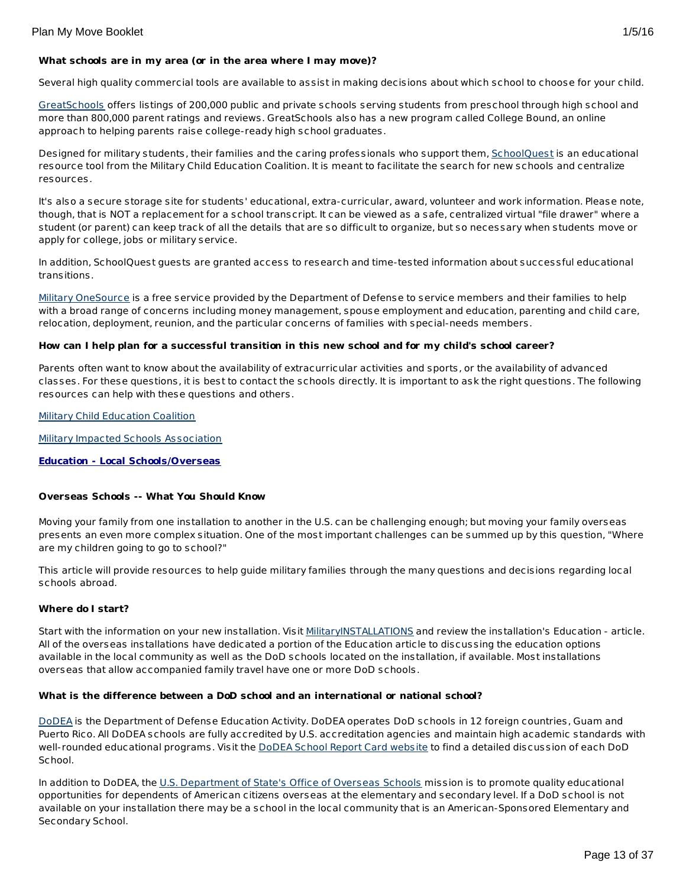**What schools are in my area (or in the area where I may move)?**

Several high quality commercial tools are available to assist in making decisions about which school to choose for your child.

GreatSchools offers listings of 200,000 public and private schools serving students from preschool through high school and more than 800,000 parent ratings and reviews. GreatSchools also has a new program called College Bound, an online approach to helping parents raise college-ready high school graduates.

Designed for military students, their families and the caring professionals who support them, SchoolQuest is an educational resource tool from the Military Child Education Coalition. It is meant to facilitate the search for new schools and centralize resources.

It's also a secure storage site for students' educational, extra-curricular, award, volunteer and work information. Please note, though, that is NOT a replacement for a school transcript. It can be viewed as a safe, centralized virtual "file drawer" where a student (or parent) can keep track of all the details that are so difficult to organize, but so necessary when students move or apply for college, jobs or military service.

In addition, SchoolQuest guests are granted access to research and time-tested information about successful educational transitions.

Military OneSource is a free service provided by the Department of Defense to service members and their families to help with a broad range of concerns including money management, spouse employment and education, parenting and child care, relocation, deployment, reunion, and the particular concerns of families with special-needs members.

**How can I help plan for a successful transition in this new school and for my child's school career?**

Parents often want to know about the availability of extracurricular activities and sports, or the availability of advanced classes. For these questions, it is best to contact the schools directly. It is important to ask the right questions. The following resources can help with these questions and others.

Military Child Education Coalition

Military Impacted Schools Association

**Education - Local Schools/Overseas**

**Overseas Schools -- What You Should Know**

Moving your family from one installation to another in the U.S. can be challenging enough; but moving your family overseas presents an even more complex situation. One of the most important challenges can be summed up by this question, "Where are my children going to go to school?"

This article will provide resources to help guide military families through the many questions and decisions regarding local schools abroad.

**Where do I start?**

Start with the information on your new installation. Visit MilitaryINSTALLATIONS and review the installation's Education - article. All of the overseas installations have dedicated a portion of the Education article to discussing the education options available in the local community as well as the DoD schools located on the installation, if available. Most installations overseas that allow accompanied family travel have one or more DoD schools.

**What is the difference between a DoD school and an international or national school?**

DoDEA is the Department of Defense Education Activity. DoDEA operates DoD schools in 12 foreign countries, Guam and Puerto Rico. All DoDEA schools are fully accredited by U.S. accreditation agencies and maintain high academic standards with well-rounded educational programs. Visit the DoDEA School Report Card website to find a detailed discussion of each DoD School.

In addition to DoDEA, the U.S. Department of State's Office of Overseas Schools mission is to promote quality educational opportunities for dependents of American citizens overseas at the elementary and secondary level. If a DoD school is not available on your installation there may be a school in the local community that is an American-Sponsored Elementary and Secondary School.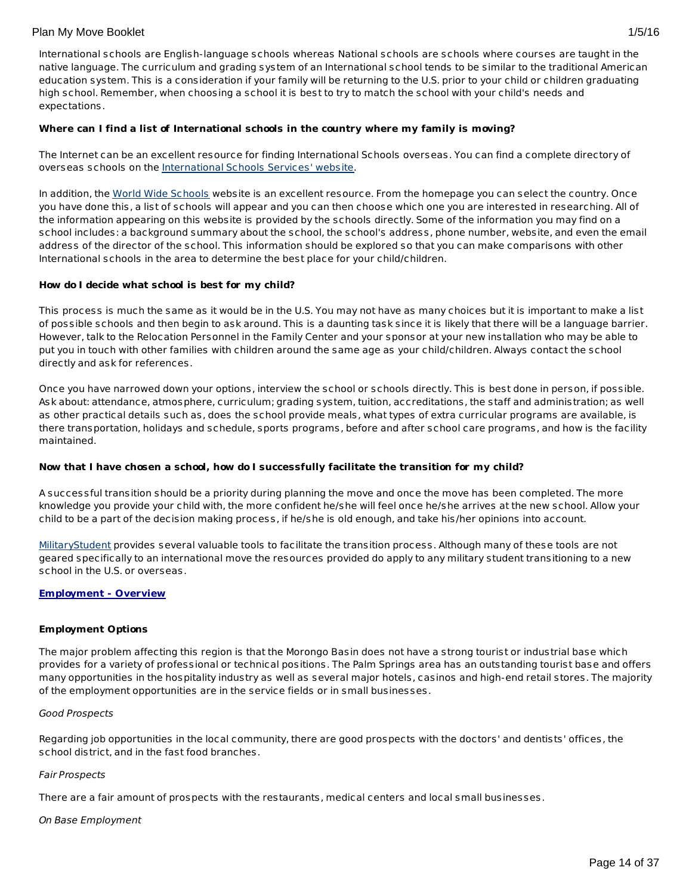International schools are English-language schools whereas National schools are schools where courses are taught in the native language. The curriculum and grading system of an International school tends to be similar to the traditional American education system. This is a consideration if your family will be returning to the U.S. prior to your child or children graduating high school. Remember, when choosing a school it is best to try to match the school with your child's needs and expectations.

**Where can I find a list of International schools in the country where my family is moving?**

The Internet can be an excellent resource for finding International Schools overseas. You can find a complete directory of overseas schools on the International Schools Services' website.

In addition, the World Wide Schools website is an excellent resource. From the homepage you can select the country. Once you have done this, a list of schools will appear and you can then choose which one you are interested in researching. All of the information appearing on this website is provided by the schools directly. Some of the information you may find on a school includes: a background summary about the school, the school's address, phone number, website, and even the email address of the director of the school. This information should be explored so that you can make comparisons with other International schools in the area to determine the best place for your child/children.

**How do I decide what school is best for my child?**

This process is much the same as it would be in the U.S. You may not have as many choices but it is important to make a list of possible schools and then begin to ask around. This is a daunting task since it is likely that there will be a language barrier. However, talk to the Relocation Personnel in the Family Center and your sponsor at your new installation who may be able to put you in touch with other families with children around the same age as your child/children. Always contact the school directly and ask for references.

Once you have narrowed down your options, interview the school or schools directly. This is best done in person, if possible. Ask about: attendance, atmosphere, curriculum; grading system, tuition, accreditations, the staff and administration; as well as other practical details such as, does the school provide meals, what types of extra curricular programs are available, is there transportation, holidays and schedule, sports programs, before and after school care programs, and how is the facility maintained.

**Now that I have chosen a school, how do I successfully facilitate the transition for my child?**

A successful transition should be a priority during planning the move and once the move has been completed. The more knowledge you provide your child with, the more confident he/she will feel once he/she arrives at the new school. Allow your child to be a part of the decision making process, if he/she is old enough, and take his/her opinions into account.

MilitaryStudent provides several valuable tools to facilitate the transition process. Although many of these tools are not geared specifically to an international move the resources provided do apply to any military student transitioning to a new school in the U.S. or overseas.

## Employment - Overview

**Employment Options**

The major problem affecting this region is that the Morongo Basin does not have a strong tourist or industrial base which provides for a variety of professional or technical positions. The Palm Springs area has an outstanding tourist base and offers many opportunities in the hospitality industry as well as several major hotels, casinos and high-end retail stores. The majority of the employment opportunities are in the service fields or in small businesses.

*Good Prospects*

Regarding job opportunities in the local community, there are good prospects with the doctors' and dentists' offices, the school district, and in the fast food branches.

*Fair Prospects*

There are a fair amount of prospects with the restaurants, medical centers and local small businesses.

*On Base Employment*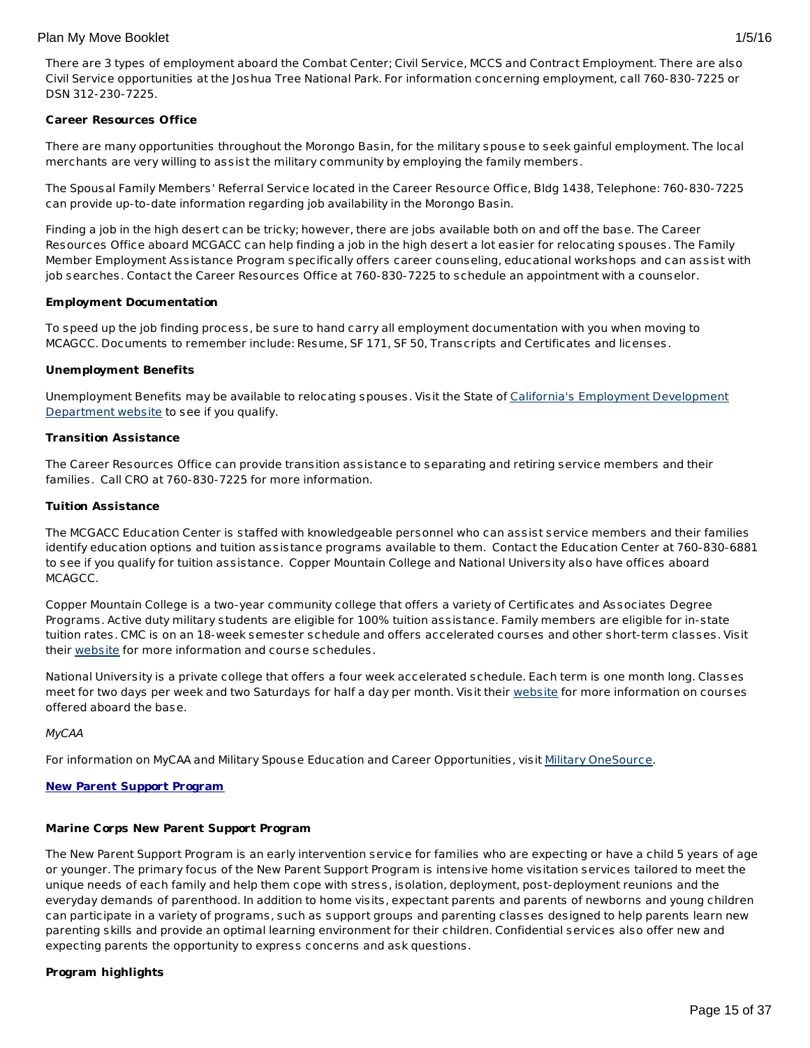There are 3 types of employment aboard the Combat Center; Civil Service, MCCS and Contract Employment. There are also Civil Service opportunities at the Joshua Tree National Park. For information concerning employment, call 760-830-7225 or DSN 312-230-7225.

**Career Resources Office**

There are many opportunities throughout the Morongo Basin, for the military spouse to seek gainful employment. The local merchants are very willing to assist the military community by employing the family members.

The Spousal Family Members' Referral Service located in the Career Resource Office, Bldg 1438, Telephone: 760-830-7225 can provide up-to-date information regarding job availability in the Morongo Basin.

Finding a job in the high desert can be tricky; however, there are jobs available both on and off the base. The Career Resources Office aboard MCGACC can help finding a job in the high desert a lot easier for relocating spouses. The Family Member Employment Assistance Program specifically offers career counseling, educational workshops and can assist with job searches. Contact the Career Resources Office at 760-830-7225 to schedule an appointment with a counselor.

**Employment Documentation**

To speed up the job finding process, be sure to hand carry all employment documentation with you when moving to MCAGCC. Documents to remember include: Resume, SF 171, SF 50, Transcripts and Certificates and licenses.

**Unemployment Benefits**

Unemployment Benefits may be available to relocating spouses. Visit the State of California's Employment Development Department website to see if you qualify.

**Transition Assistance**

The Career Resources Office can provide transition assistance to separating and retiring service members and their families. Call CRO at 760-830-7225 for more information.

**Tuition Assistance**

The MCGACC Education Center is staffed with knowledgeable personnel who can assist service members and their families identify education options and tuition assistance programs available to them. Contact the Education Center at 760-830-6881 to see if you qualify for tuition assistance. Copper Mountain College and National University also have offices aboard MCAGCC.

Copper Mountain College is a two-year community college that offers a variety of Certificates and Associates Degree Programs. Active duty military students are eligible for 100% tuition assistance. Family members are eligible for in-state tuition rates. CMC is on an 18-week semester schedule and offers accelerated courses and other short-term classes. Visit their website for more information and course schedules.

National University is a private college that offers a four week accelerated schedule. Each term is one month long. Classes meet for two days per week and two Saturdays for half a day per month. Visit their website for more information on courses offered aboard the base.

*MyCAA*

For information on MyCAA and Military Spouse Education and Career Opportunities, visit Military OneSource.

**New Parent Support Program**

**Marine Corps New Parent Support Program**

The New Parent Support Program is an early intervention service for families who are expecting or have a child 5 years of age or younger. The primary focus of the New Parent Support Program is intensive home visitation services tailored to meet the unique needs of each family and help them cope with stress, isolation, deployment, post-deployment reunions and the everyday demands of parenthood. In addition to home visits, expectant parents and parents of newborns and young children can participate in a variety of programs, such as support groups and parenting classes designed to help parents learn new parenting skills and provide an optimal learning environment for their children. Confidential services also offer new and expecting parents the opportunity to express concerns and ask questions.

**Program highlights**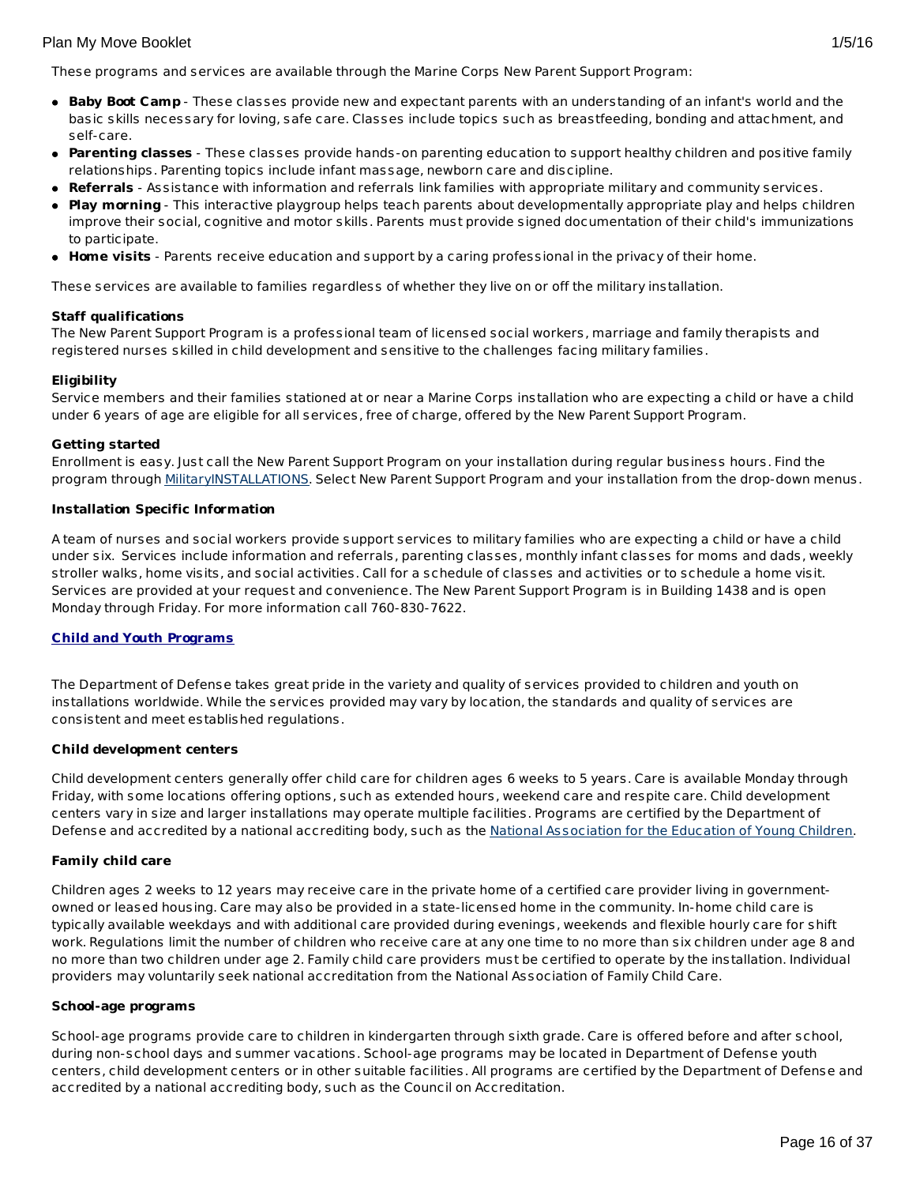These programs and services are available through the Marine Corps New Parent Support Program:

- **Baby Boot Camp** - These classes provide new and expectant parents with an understanding of an infant's world and the basic skills necessary for loving, safe care. Classes include topics such as breastfeeding, bonding and attachment, and self-care.
- **Parenting classes** - These classes provide hands-on parenting education to support healthy children and positive family relationships. Parenting topics include infant massage, newborn care and discipline.
- **Referrals** - Assistance with information and referrals link families with appropriate military and community services.
- **Play morning** - This interactive playgroup helps teach parents about developmentally appropriate play and helps children improve their social, cognitive and motor skills. Parents must provide signed documentation of their child's immunizations to participate.
- **Home visits** - Parents receive education and support by a caring professional in the privacy of their home.

These services are available to families regardless of whether they live on or off the military installation.

**Staff qualifications**
The New Parent Support Program is a professional team of licensed social workers, marriage and family therapists and registered nurses skilled in child development and sensitive to the challenges facing military families.

**Eligibility**
Service members and their families stationed at or near a Marine Corps installation who are expecting a child or have a child under 6 years of age are eligible for all services, free of charge, offered by the New Parent Support Program.

**Getting started**
Enrollment is easy. Just call the New Parent Support Program on your installation during regular business hours. Find the program through MilitaryINSTALLATIONS. Select New Parent Support Program and your installation from the drop-down menus.

**Installation Specific Information**

A team of nurses and social workers provide support services to military families who are expecting a child or have a child under six. Services include information and referrals, parenting classes, monthly infant classes for moms and dads, weekly stroller walks, home visits, and social activities. Call for a schedule of classes and activities or to schedule a home visit. Services are provided at your request and convenience. The New Parent Support Program is in Building 1438 and is open Monday through Friday. For more information call 760-830-7622.

## Child and Youth Programs

The Department of Defense takes great pride in the variety and quality of services provided to children and youth on installations worldwide. While the services provided may vary by location, the standards and quality of services are consistent and meet established regulations.

**Child development centers**

Child development centers generally offer child care for children ages 6 weeks to 5 years. Care is available Monday through Friday, with some locations offering options, such as extended hours, weekend care and respite care. Child development centers vary in size and larger installations may operate multiple facilities. Programs are certified by the Department of Defense and accredited by a national accrediting body, such as the National Association for the Education of Young Children.

**Family child care**

Children ages 2 weeks to 12 years may receive care in the private home of a certified care provider living in government-owned or leased housing. Care may also be provided in a state-licensed home in the community. In-home child care is typically available weekdays and with additional care provided during evenings, weekends and flexible hourly care for shift work. Regulations limit the number of children who receive care at any one time to no more than six children under age 8 and no more than two children under age 2. Family child care providers must be certified to operate by the installation. Individual providers may voluntarily seek national accreditation from the National Association of Family Child Care.

**School-age programs**

School-age programs provide care to children in kindergarten through sixth grade. Care is offered before and after school, during non-school days and summer vacations. School-age programs may be located in Department of Defense youth centers, child development centers or in other suitable facilities. All programs are certified by the Department of Defense and accredited by a national accrediting body, such as the Council on Accreditation.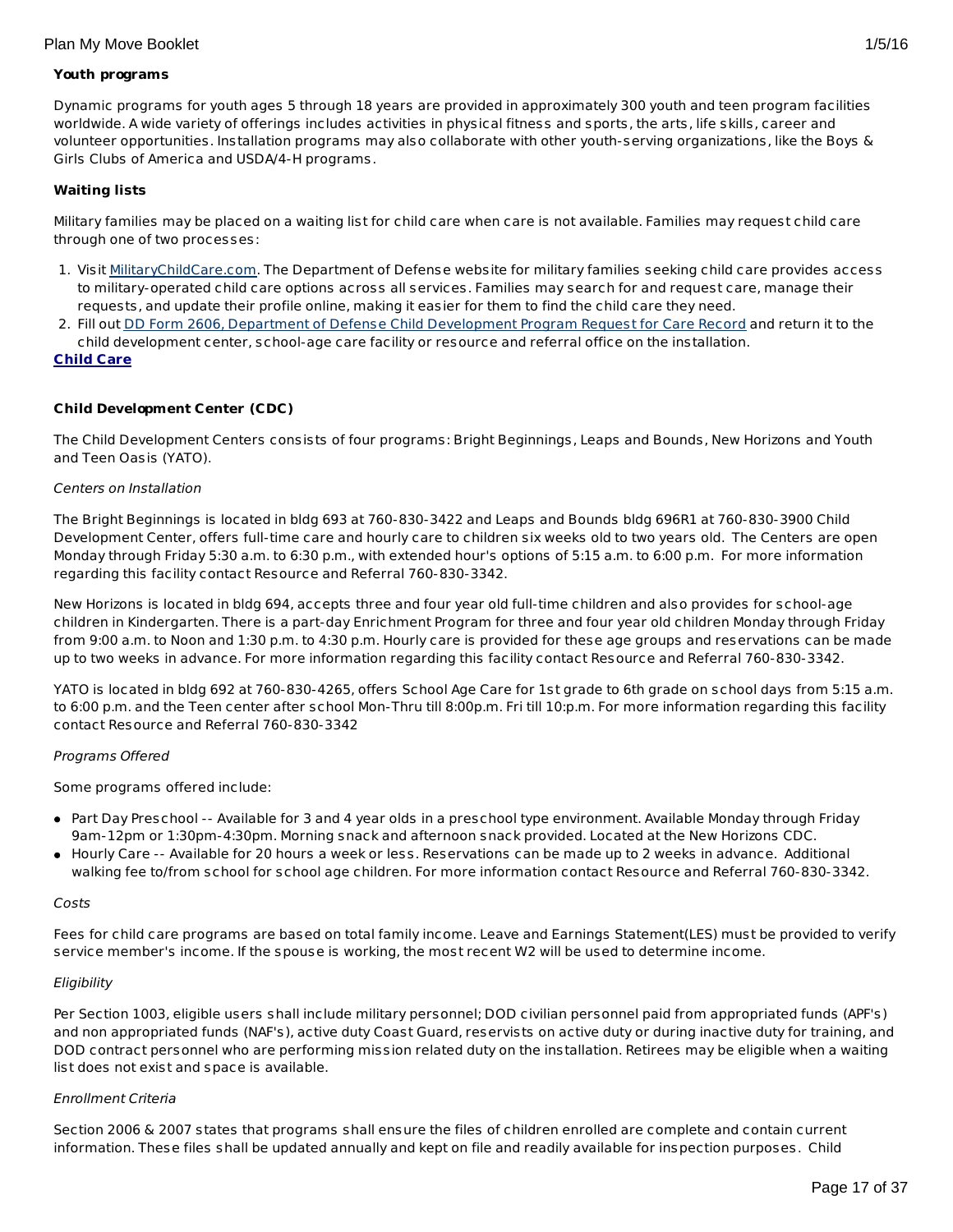**Youth programs**

Dynamic programs for youth ages 5 through 18 years are provided in approximately 300 youth and teen program facilities worldwide. A wide variety of offerings includes activities in physical fitness and sports, the arts, life skills, career and volunteer opportunities. Installation programs may also collaborate with other youth-serving organizations, like the Boys & Girls Clubs of America and USDA/4-H programs.

**Waiting lists**

Military families may be placed on a waiting list for child care when care is not available. Families may request child care through one of two processes:

1. Visit MilitaryChildCare.com. The Department of Defense website for military families seeking child care provides access to military-operated child care options across all services. Families may search for and request care, manage their requests, and update their profile online, making it easier for them to find the child care they need.
2. Fill out DD Form 2606, Department of Defense Child Development Program Request for Care Record and return it to the child development center, school-age care facility or resource and referral office on the installation.

**Child Care**

**Child Development Center (CDC)**

The Child Development Centers consists of four programs: Bright Beginnings, Leaps and Bounds, New Horizons and Youth and Teen Oasis (YATO).

*Centers on Installation*

The Bright Beginnings is located in bldg 693 at 760-830-3422 and Leaps and Bounds bldg 696R1 at 760-830-3900 Child Development Center, offers full-time care and hourly care to children six weeks old to two years old. The Centers are open Monday through Friday 5:30 a.m. to 6:30 p.m., with extended hour's options of 5:15 a.m. to 6:00 p.m. For more information regarding this facility contact Resource and Referral 760-830-3342.

New Horizons is located in bldg 694, accepts three and four year old full-time children and also provides for school-age children in Kindergarten. There is a part-day Enrichment Program for three and four year old children Monday through Friday from 9:00 a.m. to Noon and 1:30 p.m. to 4:30 p.m. Hourly care is provided for these age groups and reservations can be made up to two weeks in advance. For more information regarding this facility contact Resource and Referral 760-830-3342.

YATO is located in bldg 692 at 760-830-4265, offers School Age Care for 1st grade to 6th grade on school days from 5:15 a.m. to 6:00 p.m. and the Teen center after school Mon-Thru till 8:00p.m. Fri till 10:p.m. For more information regarding this facility contact Resource and Referral 760-830-3342

*Programs Offered*

Some programs offered include:

- Part Day Preschool -- Available for 3 and 4 year olds in a preschool type environment. Available Monday through Friday 9am-12pm or 1:30pm-4:30pm. Morning snack and afternoon snack provided. Located at the New Horizons CDC.
- Hourly Care -- Available for 20 hours a week or less. Reservations can be made up to 2 weeks in advance. Additional walking fee to/from school for school age children. For more information contact Resource and Referral 760-830-3342.

*Costs*

Fees for child care programs are based on total family income. Leave and Earnings Statement(LES) must be provided to verify service member's income. If the spouse is working, the most recent W2 will be used to determine income.

*Eligibility*

Per Section 1003, eligible users shall include military personnel; DOD civilian personnel paid from appropriated funds (APF's) and non appropriated funds (NAF's), active duty Coast Guard, reservists on active duty or during inactive duty for training, and DOD contract personnel who are performing mission related duty on the installation. Retirees may be eligible when a waiting list does not exist and space is available.

*Enrollment Criteria*

Section 2006 & 2007 states that programs shall ensure the files of children enrolled are complete and contain current information. These files shall be updated annually and kept on file and readily available for inspection purposes. Child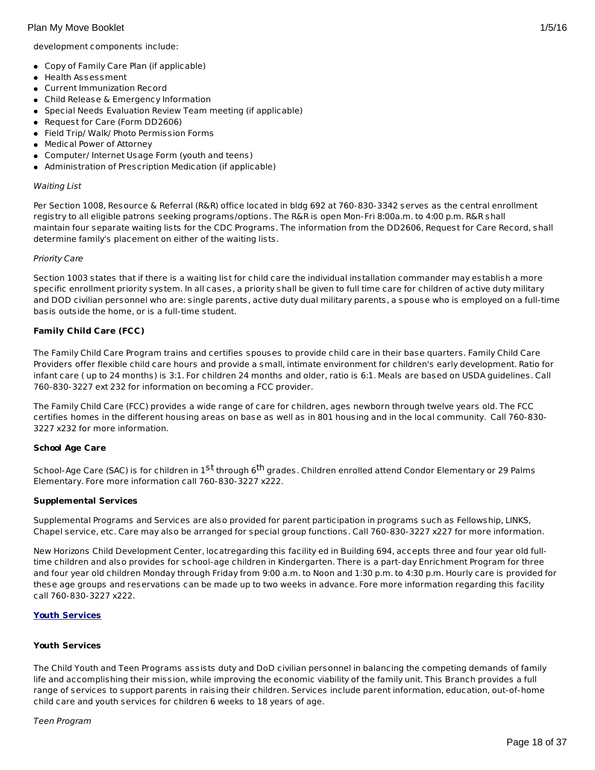development components include:

- Copy of Family Care Plan (if applicable)
- Health Assessment
- Current Immunization Record
- Child Release & Emergency Information
- Special Needs Evaluation Review Team meeting (if applicable)
- Request for Care (Form DD2606)
- Field Trip/ Walk/ Photo Permission Forms
- Medical Power of Attorney
- Computer/ Internet Usage Form (youth and teens)
- Administration of Prescription Medication (if applicable)

*Waiting List*

Per Section 1008, Resource & Referral (R&R) office located in bldg 692 at 760-830-3342 serves as the central enrollment registry to all eligible patrons seeking programs/options. The R&R is open Mon-Fri 8:00a.m. to 4:00 p.m. R&R shall maintain four separate waiting lists for the CDC Programs. The information from the DD2606, Request for Care Record, shall determine family's placement on either of the waiting lists.

*Priority Care*

Section 1003 states that if there is a waiting list for child care the individual installation commander may establish a more specific enrollment priority system. In all cases, a priority shall be given to full time care for children of active duty military and DOD civilian personnel who are: single parents, active duty dual military parents, a spouse who is employed on a full-time basis outside the home, or is a full-time student.

**Family Child Care (FCC)**

The Family Child Care Program trains and certifies spouses to provide child care in their base quarters. Family Child Care Providers offer flexible child care hours and provide a small, intimate environment for children's early development. Ratio for infant care ( up to 24 months) is 3:1. For children 24 months and older, ratio is 6:1. Meals are based on USDA guidelines. Call 760-830-3227 ext 232 for information on becoming a FCC provider.

The Family Child Care (FCC) provides a wide range of care for children, ages newborn through twelve years old. The FCC certifies homes in the different housing areas on base as well as in 801 housing and in the local community. Call 760-830-3227 x232 for more information.

**School Age Care**

School-Age Care (SAC) is for children in 1st through 6th grades. Children enrolled attend Condor Elementary or 29 Palms Elementary. Fore more information call 760-830-3227 x222.

**Supplemental Services**

Supplemental Programs and Services are also provided for parent participation in programs such as Fellowship, LINKS, Chapel service, etc. Care may also be arranged for special group functions. Call 760-830-3227 x227 for more information.

New Horizons Child Development Center, locatregarding this facility ed in Building 694, accepts three and four year old full-time children and also provides for school-age children in Kindergarten. There is a part-day Enrichment Program for three and four year old children Monday through Friday from 9:00 a.m. to Noon and 1:30 p.m. to 4:30 p.m. Hourly care is provided for these age groups and reservations can be made up to two weeks in advance. Fore more information regarding this facility call 760-830-3227 x222.

**Youth Services**

**Youth Services**

The Child Youth and Teen Programs assists duty and DoD civilian personnel in balancing the competing demands of family life and accomplishing their mission, while improving the economic viability of the family unit. This Branch provides a full range of services to support parents in raising their children. Services include parent information, education, out-of-home child care and youth services for children 6 weeks to 18 years of age.

*Teen Program*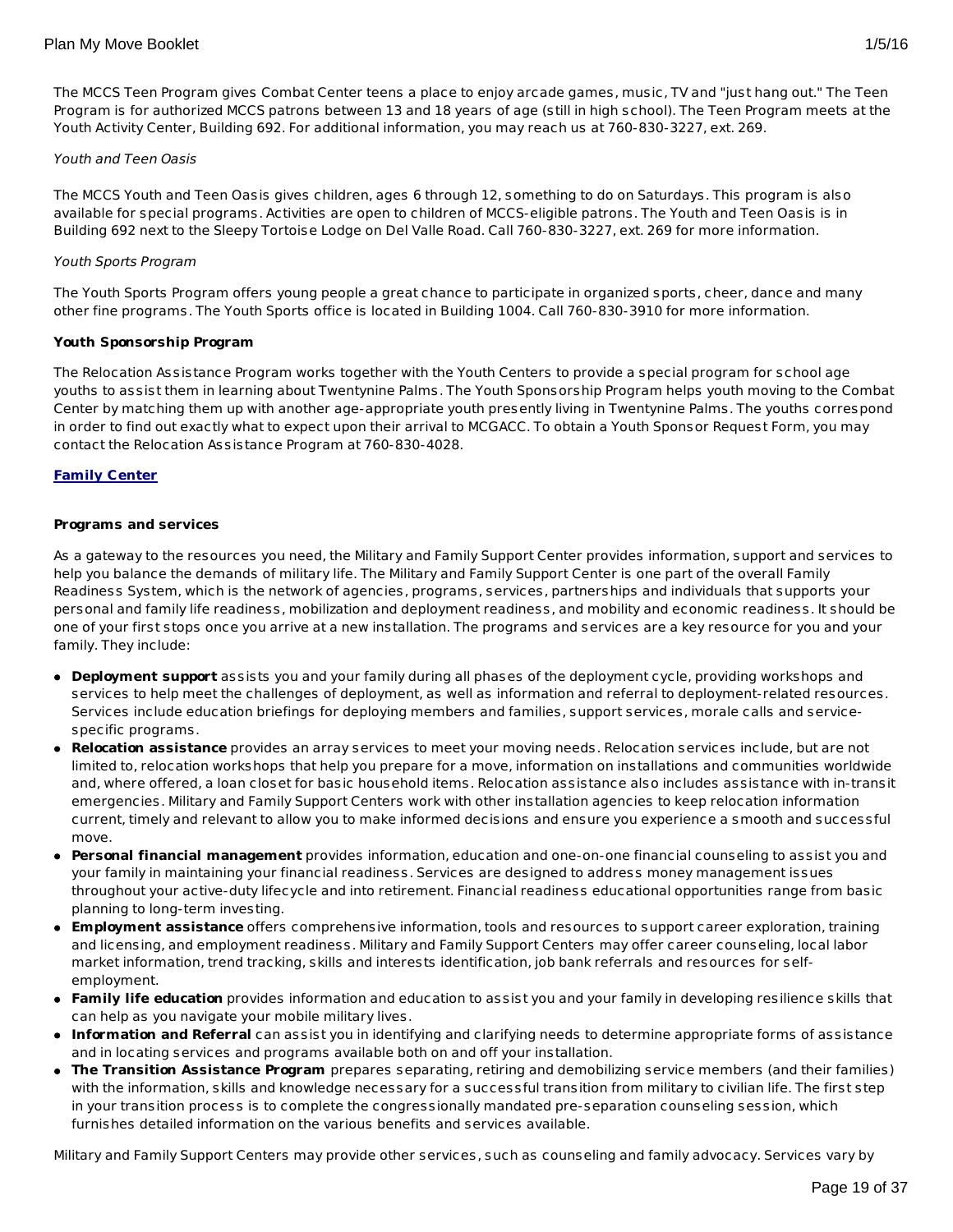The MCCS Teen Program gives Combat Center teens a place to enjoy arcade games, music, TV and "just hang out." The Teen Program is for authorized MCCS patrons between 13 and 18 years of age (still in high school). The Teen Program meets at the Youth Activity Center, Building 692. For additional information, you may reach us at 760-830-3227, ext. 269.

*Youth and Teen Oasis*

The MCCS Youth and Teen Oasis gives children, ages 6 through 12, something to do on Saturdays. This program is also available for special programs. Activities are open to children of MCCS-eligible patrons. The Youth and Teen Oasis is in Building 692 next to the Sleepy Tortoise Lodge on Del Valle Road. Call 760-830-3227, ext. 269 for more information.

*Youth Sports Program*

The Youth Sports Program offers young people a great chance to participate in organized sports, cheer, dance and many other fine programs. The Youth Sports office is located in Building 1004. Call 760-830-3910 for more information.

**Youth Sponsorship Program**

The Relocation Assistance Program works together with the Youth Centers to provide a special program for school age youths to assist them in learning about Twentynine Palms. The Youth Sponsorship Program helps youth moving to the Combat Center by matching them up with another age-appropriate youth presently living in Twentynine Palms. The youths correspond in order to find out exactly what to expect upon their arrival to MCGACC. To obtain a Youth Sponsor Request Form, you may contact the Relocation Assistance Program at 760-830-4028.

## Family Center

**Programs and services**

As a gateway to the resources you need, the Military and Family Support Center provides information, support and services to help you balance the demands of military life. The Military and Family Support Center is one part of the overall Family Readiness System, which is the network of agencies, programs, services, partnerships and individuals that supports your personal and family life readiness, mobilization and deployment readiness, and mobility and economic readiness. It should be one of your first stops once you arrive at a new installation. The programs and services are a key resource for you and your family. They include:

- **Deployment support** assists you and your family during all phases of the deployment cycle, providing workshops and services to help meet the challenges of deployment, as well as information and referral to deployment-related resources. Services include education briefings for deploying members and families, support services, morale calls and service-specific programs.
- **Relocation assistance** provides an array services to meet your moving needs. Relocation services include, but are not limited to, relocation workshops that help you prepare for a move, information on installations and communities worldwide and, where offered, a loan closet for basic household items. Relocation assistance also includes assistance with in-transit emergencies. Military and Family Support Centers work with other installation agencies to keep relocation information current, timely and relevant to allow you to make informed decisions and ensure you experience a smooth and successful move.
- **Personal financial management** provides information, education and one-on-one financial counseling to assist you and your family in maintaining your financial readiness. Services are designed to address money management issues throughout your active-duty lifecycle and into retirement. Financial readiness educational opportunities range from basic planning to long-term investing.
- **Employment assistance** offers comprehensive information, tools and resources to support career exploration, training and licensing, and employment readiness. Military and Family Support Centers may offer career counseling, local labor market information, trend tracking, skills and interests identification, job bank referrals and resources for self-employment.
- **Family life education** provides information and education to assist you and your family in developing resilience skills that can help as you navigate your mobile military lives.
- **Information and Referral** can assist you in identifying and clarifying needs to determine appropriate forms of assistance and in locating services and programs available both on and off your installation.
- **The Transition Assistance Program** prepares separating, retiring and demobilizing service members (and their families) with the information, skills and knowledge necessary for a successful transition from military to civilian life. The first step in your transition process is to complete the congressionally mandated pre-separation counseling session, which furnishes detailed information on the various benefits and services available.

Military and Family Support Centers may provide other services, such as counseling and family advocacy. Services vary by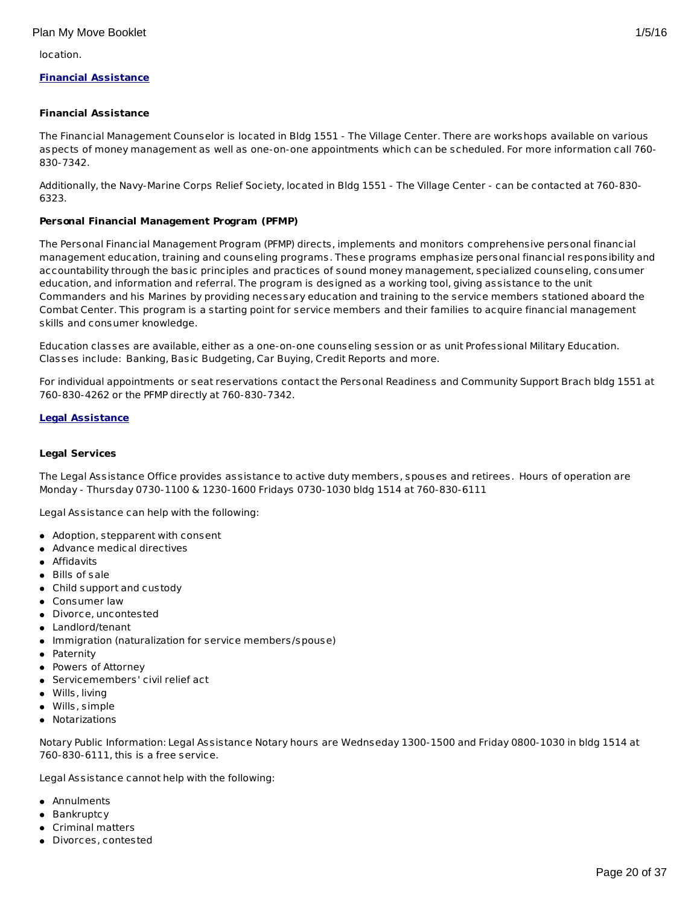location.

**[Financial Assistance]**

**Financial Assistance**

The Financial Management Counselor is located in Bldg 1551 - The Village Center. There are workshops available on various aspects of money management as well as one-on-one appointments which can be scheduled. For more information call 760-830-7342.

Additionally, the Navy-Marine Corps Relief Society, located in Bldg 1551 - The Village Center - can be contacted at 760-830-6323.

**Personal Financial Management Program (PFMP)**

The Personal Financial Management Program (PFMP) directs, implements and monitors comprehensive personal financial management education, training and counseling programs. These programs emphasize personal financial responsibility and accountability through the basic principles and practices of sound money management, specialized counseling, consumer education, and information and referral. The program is designed as a working tool, giving assistance to the unit Commanders and his Marines by providing necessary education and training to the service members stationed aboard the Combat Center. This program is a starting point for service members and their families to acquire financial management skills and consumer knowledge.

Education classes are available, either as a one-on-one counseling session or as unit Professional Military Education. Classes include: Banking, Basic Budgeting, Car Buying, Credit Reports and more.

For individual appointments or seat reservations contact the Personal Readiness and Community Support Brach bldg 1551 at 760-830-4262 or the PFMP directly at 760-830-7342.

**[Legal Assistance]**

**Legal Services**

The Legal Assistance Office provides assistance to active duty members, spouses and retirees. Hours of operation are Monday - Thursday 0730-1100 & 1230-1600 Fridays 0730-1030 bldg 1514 at 760-830-6111

Legal Assistance can help with the following:

- Adoption, stepparent with consent
- Advance medical directives
- Affidavits
- Bills of sale
- Child support and custody
- Consumer law
- Divorce, uncontested
- Landlord/tenant
- Immigration (naturalization for service members/spouse)
- Paternity
- Powers of Attorney
- Servicemembers' civil relief act
- Wills, living
- Wills, simple
- Notarizations

Notary Public Information: Legal Assistance Notary hours are Wednseday 1300-1500 and Friday 0800-1030 in bldg 1514 at 760-830-6111, this is a free service.

Legal Assistance cannot help with the following:

- Annulments
- Bankruptcy
- Criminal matters
- Divorces, contested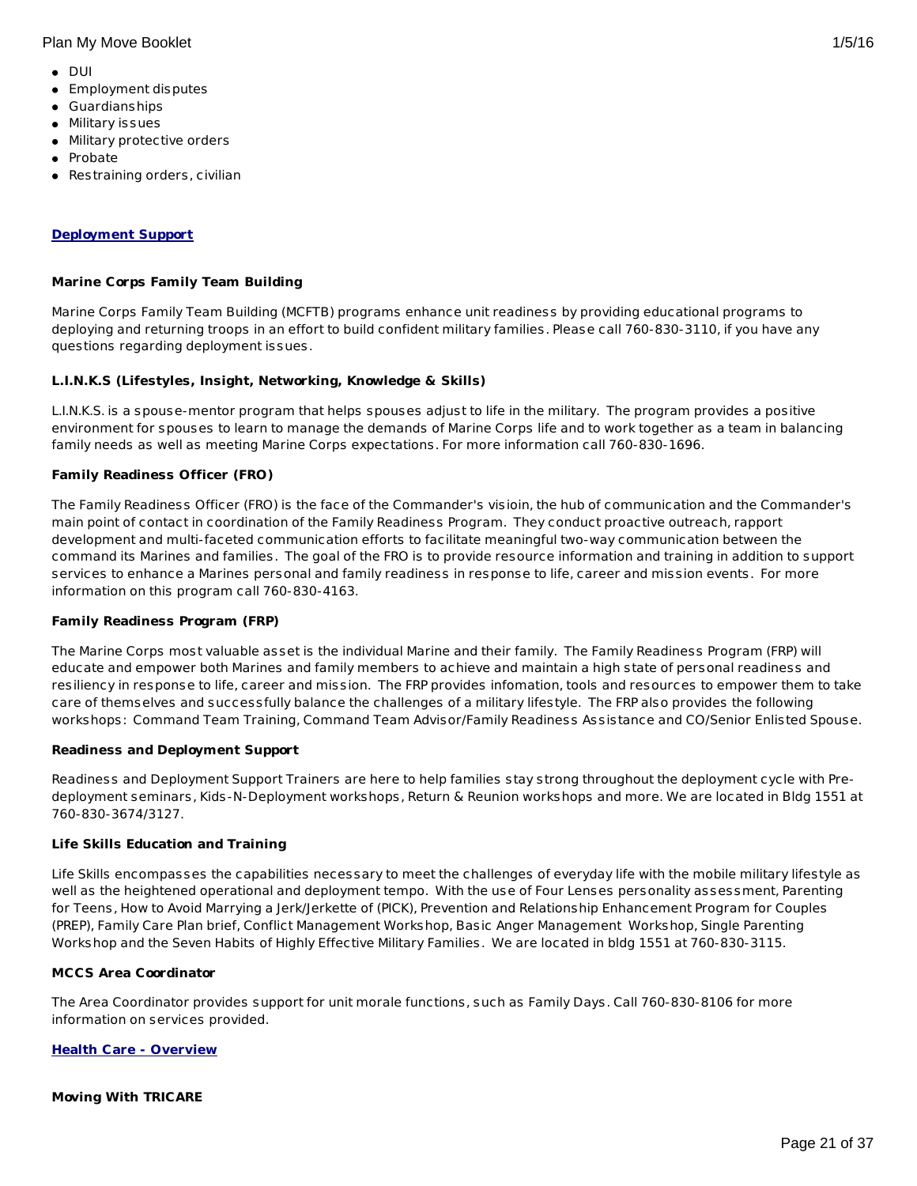- DUI
- Employment disputes
- Guardianships
- Military issues
- Military protective orders
- Probate
- Restraining orders, civilian

## Deployment Support

### Marine Corps Family Team Building

Marine Corps Family Team Building (MCFTB) programs enhance unit readiness by providing educational programs to deploying and returning troops in an effort to build confident military families. Please call 760-830-3110, if you have any questions regarding deployment issues.

### L.I.N.K.S (Lifestyles, Insight, Networking, Knowledge & Skills)

L.I.N.K.S. is a spouse-mentor program that helps spouses adjust to life in the military. The program provides a positive environment for spouses to learn to manage the demands of Marine Corps life and to work together as a team in balancing family needs as well as meeting Marine Corps expectations. For more information call 760-830-1696.

### Family Readiness Officer (FRO)

The Family Readiness Officer (FRO) is the face of the Commander's visioin, the hub of communication and the Commander's main point of contact in coordination of the Family Readiness Program. They conduct proactive outreach, rapport development and multi-faceted communication efforts to facilitate meaningful two-way communication between the command its Marines and families. The goal of the FRO is to provide resource information and training in addition to support services to enhance a Marines personal and family readiness in response to life, career and mission events. For more information on this program call 760-830-4163.

### Family Readiness Program (FRP)

The Marine Corps most valuable asset is the individual Marine and their family. The Family Readiness Program (FRP) will educate and empower both Marines and family members to achieve and maintain a high state of personal readiness and resiliency in response to life, career and mission. The FRP provides infomation, tools and resources to empower them to take care of themselves and successfully balance the challenges of a military lifestyle. The FRP also provides the following workshops: Command Team Training, Command Team Advisor/Family Readiness Assistance and CO/Senior Enlisted Spouse.

### Readiness and Deployment Support

Readiness and Deployment Support Trainers are here to help families stay strong throughout the deployment cycle with Pre-deployment seminars, Kids-N-Deployment workshops, Return & Reunion workshops and more. We are located in Bldg 1551 at 760-830-3674/3127.

### Life Skills Education and Training

Life Skills encompasses the capabilities necessary to meet the challenges of everyday life with the mobile military lifestyle as well as the heightened operational and deployment tempo. With the use of Four Lenses personality assessment, Parenting for Teens, How to Avoid Marrying a Jerk/Jerkette of (PICK), Prevention and Relationship Enhancement Program for Couples (PREP), Family Care Plan brief, Conflict Management Workshop, Basic Anger Management Workshop, Single Parenting Workshop and the Seven Habits of Highly Effective Military Families. We are located in bldg 1551 at 760-830-3115.

### MCCS Area Coordinator

The Area Coordinator provides support for unit morale functions, such as Family Days. Call 760-830-8106 for more information on services provided.

## Health Care - Overview

### Moving With TRICARE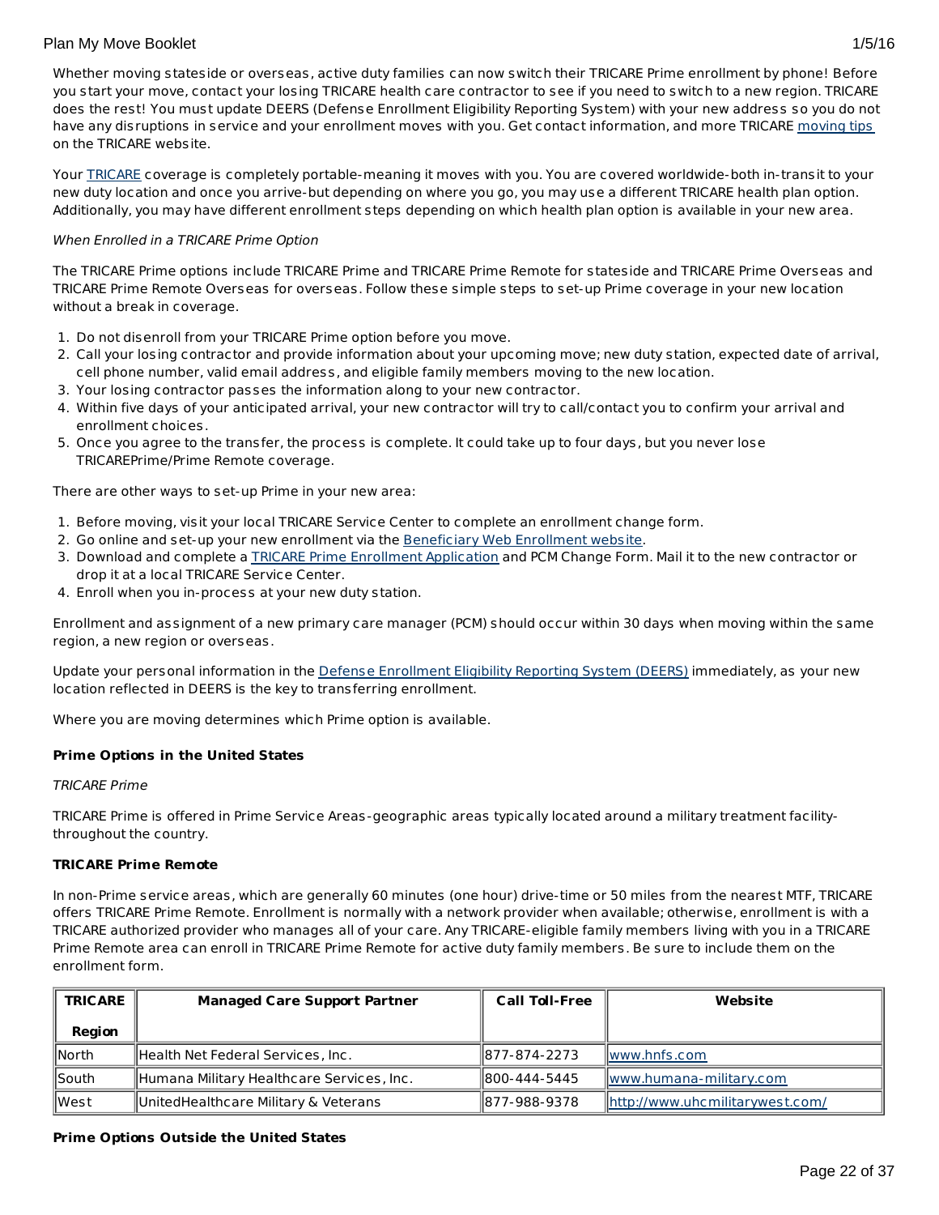Whether moving stateside or overseas, active duty families can now switch their TRICARE Prime enrollment by phone! Before you start your move, contact your losing TRICARE health care contractor to see if you need to switch to a new region. TRICARE does the rest! You must update DEERS (Defense Enrollment Eligibility Reporting System) with your new address so you do not have any disruptions in service and your enrollment moves with you. Get contact information, and more TRICARE moving tips on the TRICARE website.

Your TRICARE coverage is completely portable-meaning it moves with you. You are covered worldwide-both in-transit to your new duty location and once you arrive-but depending on where you go, you may use a different TRICARE health plan option. Additionally, you may have different enrollment steps depending on which health plan option is available in your new area.

*When Enrolled in a TRICARE Prime Option*

The TRICARE Prime options include TRICARE Prime and TRICARE Prime Remote for stateside and TRICARE Prime Overseas and TRICARE Prime Remote Overseas for overseas. Follow these simple steps to set-up Prime coverage in your new location without a break in coverage.

1. Do not disenroll from your TRICARE Prime option before you move.
2. Call your losing contractor and provide information about your upcoming move; new duty station, expected date of arrival, cell phone number, valid email address, and eligible family members moving to the new location.
3. Your losing contractor passes the information along to your new contractor.
4. Within five days of your anticipated arrival, your new contractor will try to call/contact you to confirm your arrival and enrollment choices.
5. Once you agree to the transfer, the process is complete. It could take up to four days, but you never lose TRICAREPrime/Prime Remote coverage.

There are other ways to set-up Prime in your new area:

1. Before moving, visit your local TRICARE Service Center to complete an enrollment change form.
2. Go online and set-up your new enrollment via the Beneficiary Web Enrollment website.
3. Download and complete a TRICARE Prime Enrollment Application and PCM Change Form. Mail it to the new contractor or drop it at a local TRICARE Service Center.
4. Enroll when you in-process at your new duty station.

Enrollment and assignment of a new primary care manager (PCM) should occur within 30 days when moving within the same region, a new region or overseas.

Update your personal information in the Defense Enrollment Eligibility Reporting System (DEERS) immediately, as your new location reflected in DEERS is the key to transferring enrollment.

Where you are moving determines which Prime option is available.

**Prime Options in the United States**

*TRICARE Prime*

TRICARE Prime is offered in Prime Service Areas-geographic areas typically located around a military treatment facility-throughout the country.

**TRICARE Prime Remote**

In non-Prime service areas, which are generally 60 minutes (one hour) drive-time or 50 miles from the nearest MTF, TRICARE offers TRICARE Prime Remote. Enrollment is normally with a network provider when available; otherwise, enrollment is with a TRICARE authorized provider who manages all of your care. Any TRICARE-eligible family members living with you in a TRICARE Prime Remote area can enroll in TRICARE Prime Remote for active duty family members. Be sure to include them on the enrollment form.

| TRICARE Region | Managed Care Support Partner | Call Toll-Free | Website |
|---|---|---|---|
| North | Health Net Federal Services, Inc. | 877-874-2273 | www.hnfs.com |
| South | Humana Military Healthcare Services, Inc. | 800-444-5445 | www.humana-military.com |
| West | UnitedHealthcare Military & Veterans | 877-988-9378 | http://www.uhcmilitarywest.com/ |

**Prime Options Outside the United States**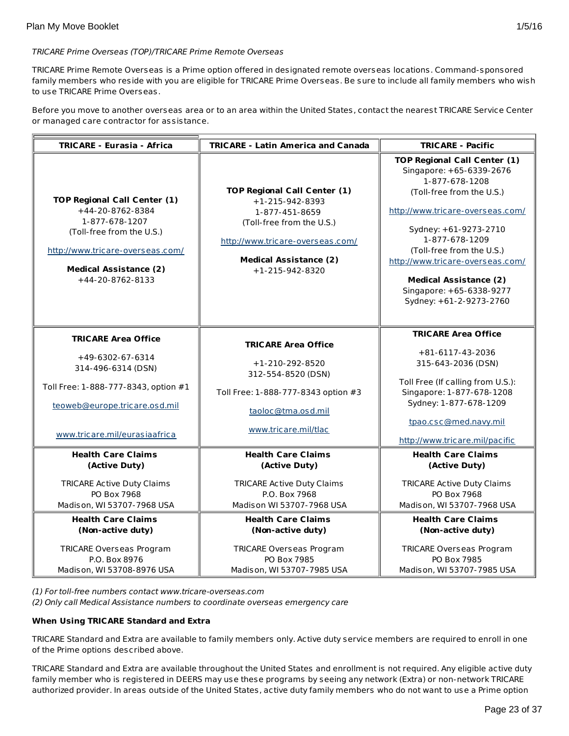*TRICARE Prime Overseas (TOP)/TRICARE Prime Remote Overseas*

TRICARE Prime Remote Overseas is a Prime option offered in designated remote overseas locations. Command-sponsored family members who reside with you are eligible for TRICARE Prime Overseas. Be sure to include all family members who wish to use TRICARE Prime Overseas.

Before you move to another overseas area or to an area within the United States, contact the nearest TRICARE Service Center or managed care contractor for assistance.

| TRICARE - Eurasia - Africa | TRICARE - Latin America and Canada | TRICARE - Pacific |
|---|---|---|
| **TOP Regional Call Center (1)**<br>+44-20-8762-8384<br>1-877-678-1207<br>(Toll-free from the U.S.)<br><br>http://www.tricare-overseas.com/<br><br>**Medical Assistance (2)**<br>+44-20-8762-8133 | **TOP Regional Call Center (1)**<br>+1-215-942-8393<br>1-877-451-8659<br>(Toll-free from the U.S.)<br><br>http://www.tricare-overseas.com/<br><br>**Medical Assistance (2)**<br>+1-215-942-8320 | **TOP Regional Call Center (1)**<br>Singapore: +65-6339-2676<br>1-877-678-1208<br>(Toll-free from the U.S.)<br><br>http://www.tricare-overseas.com/<br><br>Sydney: +61-9273-2710<br>1-877-678-1209<br>(Toll-free from the U.S.)<br>http://www.tricare-overseas.com/<br><br>**Medical Assistance (2)**<br>Singapore: +65-6338-9277<br>Sydney: +61-2-9273-2760 |
| **TRICARE Area Office**<br><br>+49-6302-67-6314<br>314-496-6314 (DSN)<br><br>Toll Free: 1-888-777-8343, option #1<br><br>teoweb@europe.tricare.osd.mil<br><br>www.tricare.mil/eurasiaafrica | **TRICARE Area Office**<br><br>+1-210-292-8520<br>312-554-8520 (DSN)<br><br>Toll Free: 1-888-777-8343 option #3<br><br>taoloc@tma.osd.mil<br><br>www.tricare.mil/tlac | **TRICARE Area Office**<br><br>+81-6117-43-2036<br>315-643-2036 (DSN)<br><br>Toll Free (If calling from U.S.):<br>Singapore: 1-877-678-1208<br>Sydney: 1-877-678-1209<br><br>tpao.csc@med.navy.mil<br><br>http://www.tricare.mil/pacific |
| **Health Care Claims (Active Duty)**<br><br>TRICARE Active Duty Claims<br>PO Box 7968<br>Madison, WI 53707-7968 USA | **Health Care Claims (Active Duty)**<br><br>TRICARE Active Duty Claims<br>P.O. Box 7968<br>Madison WI 53707-7968 USA | **Health Care Claims (Active Duty)**<br><br>TRICARE Active Duty Claims<br>PO Box 7968<br>Madison, WI 53707-7968 USA |
| **Health Care Claims (Non-active duty)**<br><br>TRICARE Overseas Program<br>P.O. Box 8976<br>Madison, WI 53708-8976 USA | **Health Care Claims (Non-active duty)**<br><br>TRICARE Overseas Program<br>PO Box 7985<br>Madison, WI 53707-7985 USA | **Health Care Claims (Non-active duty)**<br><br>TRICARE Overseas Program<br>PO Box 7985<br>Madison, WI 53707-7985 USA |

*(1) For toll-free numbers contact www.tricare-overseas.com*
*(2) Only call Medical Assistance numbers to coordinate overseas emergency care*

**When Using TRICARE Standard and Extra**

TRICARE Standard and Extra are available to family members only. Active duty service members are required to enroll in one of the Prime options described above.

TRICARE Standard and Extra are available throughout the United States and enrollment is not required. Any eligible active duty family member who is registered in DEERS may use these programs by seeing any network (Extra) or non-network TRICARE authorized provider. In areas outside of the United States, active duty family members who do not want to use a Prime option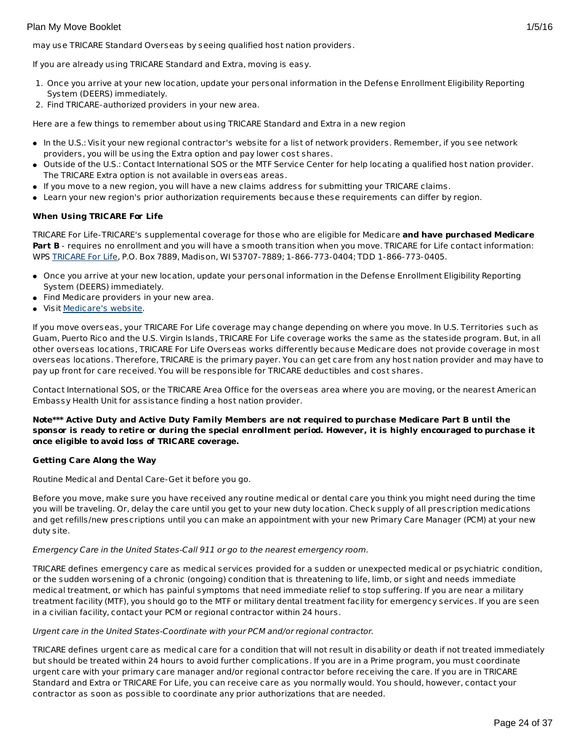may use TRICARE Standard Overseas by seeing qualified host nation providers.

If you are already using TRICARE Standard and Extra, moving is easy.

1. Once you arrive at your new location, update your personal information in the Defense Enrollment Eligibility Reporting System (DEERS) immediately.
2. Find TRICARE-authorized providers in your new area.

Here are a few things to remember about using TRICARE Standard and Extra in a new region

- In the U.S.: Visit your new regional contractor's website for a list of network providers. Remember, if you see network providers, you will be using the Extra option and pay lower cost shares.
- Outside of the U.S.: Contact International SOS or the MTF Service Center for help locating a qualified host nation provider. The TRICARE Extra option is not available in overseas areas.
- If you move to a new region, you will have a new claims address for submitting your TRICARE claims.
- Learn your new region's prior authorization requirements because these requirements can differ by region.

**When Using TRICARE For Life**

TRICARE For Life-TRICARE's supplemental coverage for those who are eligible for Medicare **and have purchased Medicare Part B** - requires no enrollment and you will have a smooth transition when you move. TRICARE for Life contact information: WPS TRICARE For Life, P.O. Box 7889, Madison, WI 53707-7889; 1-866-773-0404; TDD 1-866-773-0405.

- Once you arrive at your new location, update your personal information in the Defense Enrollment Eligibility Reporting System (DEERS) immediately.
- Find Medicare providers in your new area.
- Visit Medicare's website.

If you move overseas, your TRICARE For Life coverage may change depending on where you move. In U.S. Territories such as Guam, Puerto Rico and the U.S. Virgin Islands, TRICARE For Life coverage works the same as the stateside program. But, in all other overseas locations, TRICARE For Life Overseas works differently because Medicare does not provide coverage in most overseas locations. Therefore, TRICARE is the primary payer. You can get care from any host nation provider and may have to pay up front for care received. You will be responsible for TRICARE deductibles and cost shares.

Contact International SOS, or the TRICARE Area Office for the overseas area where you are moving, or the nearest American Embassy Health Unit for assistance finding a host nation provider.

**Note*** Active Duty and Active Duty Family Members are not required to purchase Medicare Part B until the sponsor is ready to retire or during the special enrollment period. However, it is highly encouraged to purchase it once eligible to avoid loss of TRICARE coverage.**

**Getting Care Along the Way**

Routine Medical and Dental Care-Get it before you go.

Before you move, make sure you have received any routine medical or dental care you think you might need during the time you will be traveling. Or, delay the care until you get to your new duty location. Check supply of all prescription medications and get refills/new prescriptions until you can make an appointment with your new Primary Care Manager (PCM) at your new duty site.

*Emergency Care in the United States-Call 911 or go to the nearest emergency room.*

TRICARE defines emergency care as medical services provided for a sudden or unexpected medical or psychiatric condition, or the sudden worsening of a chronic (ongoing) condition that is threatening to life, limb, or sight and needs immediate medical treatment, or which has painful symptoms that need immediate relief to stop suffering. If you are near a military treatment facility (MTF), you should go to the MTF or military dental treatment facility for emergency services. If you are seen in a civilian facility, contact your PCM or regional contractor within 24 hours.

*Urgent care in the United States-Coordinate with your PCM and/or regional contractor.*

TRICARE defines urgent care as medical care for a condition that will not result in disability or death if not treated immediately but should be treated within 24 hours to avoid further complications. If you are in a Prime program, you must coordinate urgent care with your primary care manager and/or regional contractor before receiving the care. If you are in TRICARE Standard and Extra or TRICARE For Life, you can receive care as you normally would. You should, however, contact your contractor as soon as possible to coordinate any prior authorizations that are needed.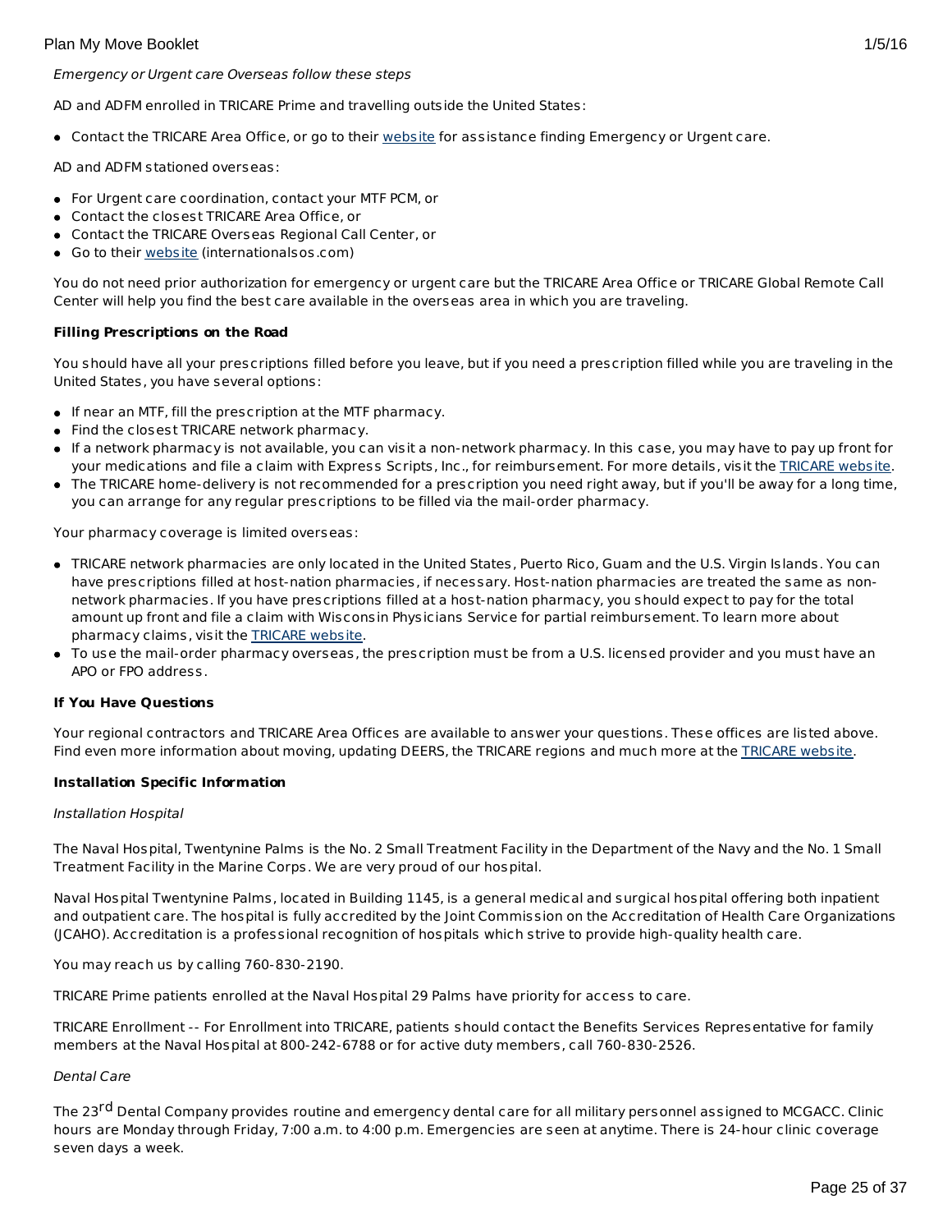*Emergency or Urgent care Overseas follow these steps*

AD and ADFM enrolled in TRICARE Prime and travelling outside the United States:

- Contact the TRICARE Area Office, or go to their website for assistance finding Emergency or Urgent care.

AD and ADFM stationed overseas:

- For Urgent care coordination, contact your MTF PCM, or
- Contact the closest TRICARE Area Office, or
- Contact the TRICARE Overseas Regional Call Center, or
- Go to their website (internationalsos.com)

You do not need prior authorization for emergency or urgent care but the TRICARE Area Office or TRICARE Global Remote Call Center will help you find the best care available in the overseas area in which you are traveling.

**Filling Prescriptions on the Road**

You should have all your prescriptions filled before you leave, but if you need a prescription filled while you are traveling in the United States, you have several options:

- If near an MTF, fill the prescription at the MTF pharmacy.
- Find the closest TRICARE network pharmacy.
- If a network pharmacy is not available, you can visit a non-network pharmacy. In this case, you may have to pay up front for your medications and file a claim with Express Scripts, Inc., for reimbursement. For more details, visit the TRICARE website.
- The TRICARE home-delivery is not recommended for a prescription you need right away, but if you'll be away for a long time, you can arrange for any regular prescriptions to be filled via the mail-order pharmacy.

Your pharmacy coverage is limited overseas:

- TRICARE network pharmacies are only located in the United States, Puerto Rico, Guam and the U.S. Virgin Islands. You can have prescriptions filled at host-nation pharmacies, if necessary. Host-nation pharmacies are treated the same as non-network pharmacies. If you have prescriptions filled at a host-nation pharmacy, you should expect to pay for the total amount up front and file a claim with Wisconsin Physicians Service for partial reimbursement. To learn more about pharmacy claims, visit the TRICARE website.
- To use the mail-order pharmacy overseas, the prescription must be from a U.S. licensed provider and you must have an APO or FPO address.

**If You Have Questions**

Your regional contractors and TRICARE Area Offices are available to answer your questions. These offices are listed above. Find even more information about moving, updating DEERS, the TRICARE regions and much more at the TRICARE website.

**Installation Specific Information**

*Installation Hospital*

The Naval Hospital, Twentynine Palms is the No. 2 Small Treatment Facility in the Department of the Navy and the No. 1 Small Treatment Facility in the Marine Corps. We are very proud of our hospital.

Naval Hospital Twentynine Palms, located in Building 1145, is a general medical and surgical hospital offering both inpatient and outpatient care. The hospital is fully accredited by the Joint Commission on the Accreditation of Health Care Organizations (JCAHO). Accreditation is a professional recognition of hospitals which strive to provide high-quality health care.

You may reach us by calling 760-830-2190.

TRICARE Prime patients enrolled at the Naval Hospital 29 Palms have priority for access to care.

TRICARE Enrollment -- For Enrollment into TRICARE, patients should contact the Benefits Services Representative for family members at the Naval Hospital at 800-242-6788 or for active duty members, call 760-830-2526.

*Dental Care*

The 23rd Dental Company provides routine and emergency dental care for all military personnel assigned to MCGACC. Clinic hours are Monday through Friday, 7:00 a.m. to 4:00 p.m. Emergencies are seen at anytime. There is 24-hour clinic coverage seven days a week.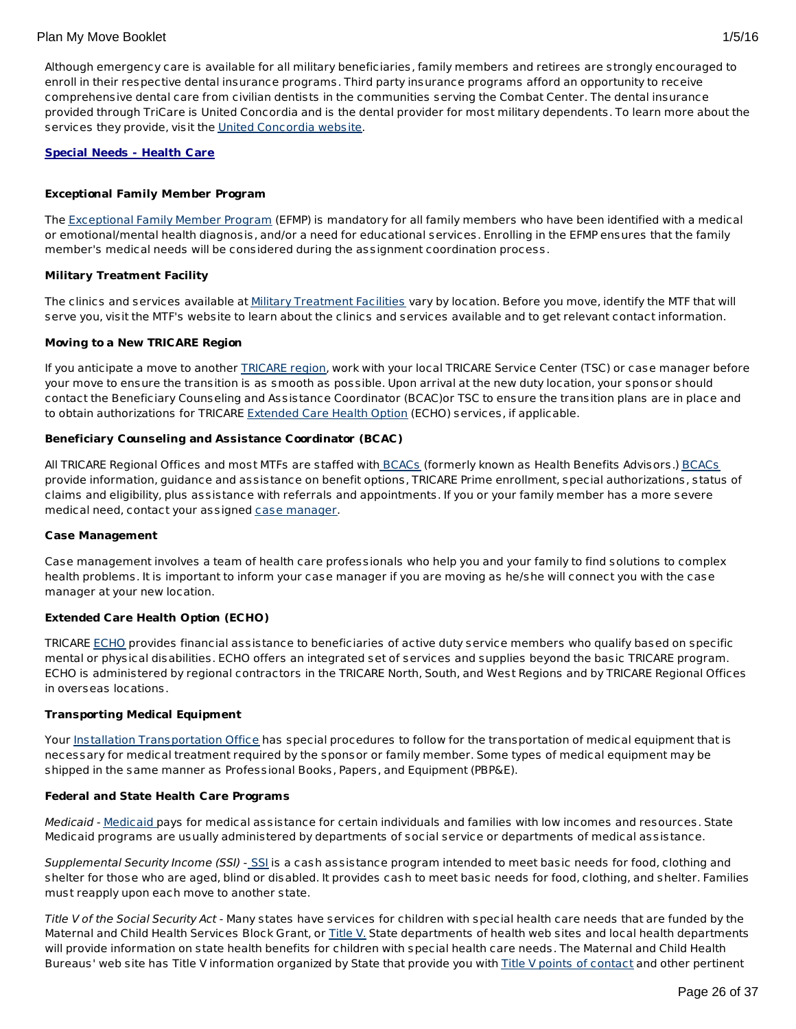Although emergency care is available for all military beneficiaries, family members and retirees are strongly encouraged to enroll in their respective dental insurance programs. Third party insurance programs afford an opportunity to receive comprehensive dental care from civilian dentists in the communities serving the Combat Center. The dental insurance provided through TriCare is United Concordia and is the dental provider for most military dependents. To learn more about the services they provide, visit the United Concordia website.

## Special Needs - Health Care

### Exceptional Family Member Program

The Exceptional Family Member Program (EFMP) is mandatory for all family members who have been identified with a medical or emotional/mental health diagnosis, and/or a need for educational services. Enrolling in the EFMP ensures that the family member's medical needs will be considered during the assignment coordination process.

### Military Treatment Facility

The clinics and services available at Military Treatment Facilities vary by location. Before you move, identify the MTF that will serve you, visit the MTF's website to learn about the clinics and services available and to get relevant contact information.

### Moving to a New TRICARE Region

If you anticipate a move to another TRICARE region, work with your local TRICARE Service Center (TSC) or case manager before your move to ensure the transition is as smooth as possible. Upon arrival at the new duty location, your sponsor should contact the Beneficiary Counseling and Assistance Coordinator (BCAC)or TSC to ensure the transition plans are in place and to obtain authorizations for TRICARE Extended Care Health Option (ECHO) services, if applicable.

### Beneficiary Counseling and Assistance Coordinator (BCAC)

All TRICARE Regional Offices and most MTFs are staffed with BCACs (formerly known as Health Benefits Advisors.) BCACs provide information, guidance and assistance on benefit options, TRICARE Prime enrollment, special authorizations, status of claims and eligibility, plus assistance with referrals and appointments. If you or your family member has a more severe medical need, contact your assigned case manager.

### Case Management

Case management involves a team of health care professionals who help you and your family to find solutions to complex health problems. It is important to inform your case manager if you are moving as he/she will connect you with the case manager at your new location.

### Extended Care Health Option (ECHO)

TRICARE ECHO provides financial assistance to beneficiaries of active duty service members who qualify based on specific mental or physical disabilities. ECHO offers an integrated set of services and supplies beyond the basic TRICARE program. ECHO is administered by regional contractors in the TRICARE North, South, and West Regions and by TRICARE Regional Offices in overseas locations.

### Transporting Medical Equipment

Your Installation Transportation Office has special procedures to follow for the transportation of medical equipment that is necessary for medical treatment required by the sponsor or family member. Some types of medical equipment may be shipped in the same manner as Professional Books, Papers, and Equipment (PBP&E).

### Federal and State Health Care Programs

*Medicaid* - Medicaid pays for medical assistance for certain individuals and families with low incomes and resources. State Medicaid programs are usually administered by departments of social service or departments of medical assistance.

*Supplemental Security Income (SSI)* - SSI is a cash assistance program intended to meet basic needs for food, clothing and shelter for those who are aged, blind or disabled. It provides cash to meet basic needs for food, clothing, and shelter. Families must reapply upon each move to another state.

*Title V of the Social Security Act* - Many states have services for children with special health care needs that are funded by the Maternal and Child Health Services Block Grant, or Title V. State departments of health web sites and local health departments will provide information on state health benefits for children with special health care needs. The Maternal and Child Health Bureaus' web site has Title V information organized by State that provide you with Title V points of contact and other pertinent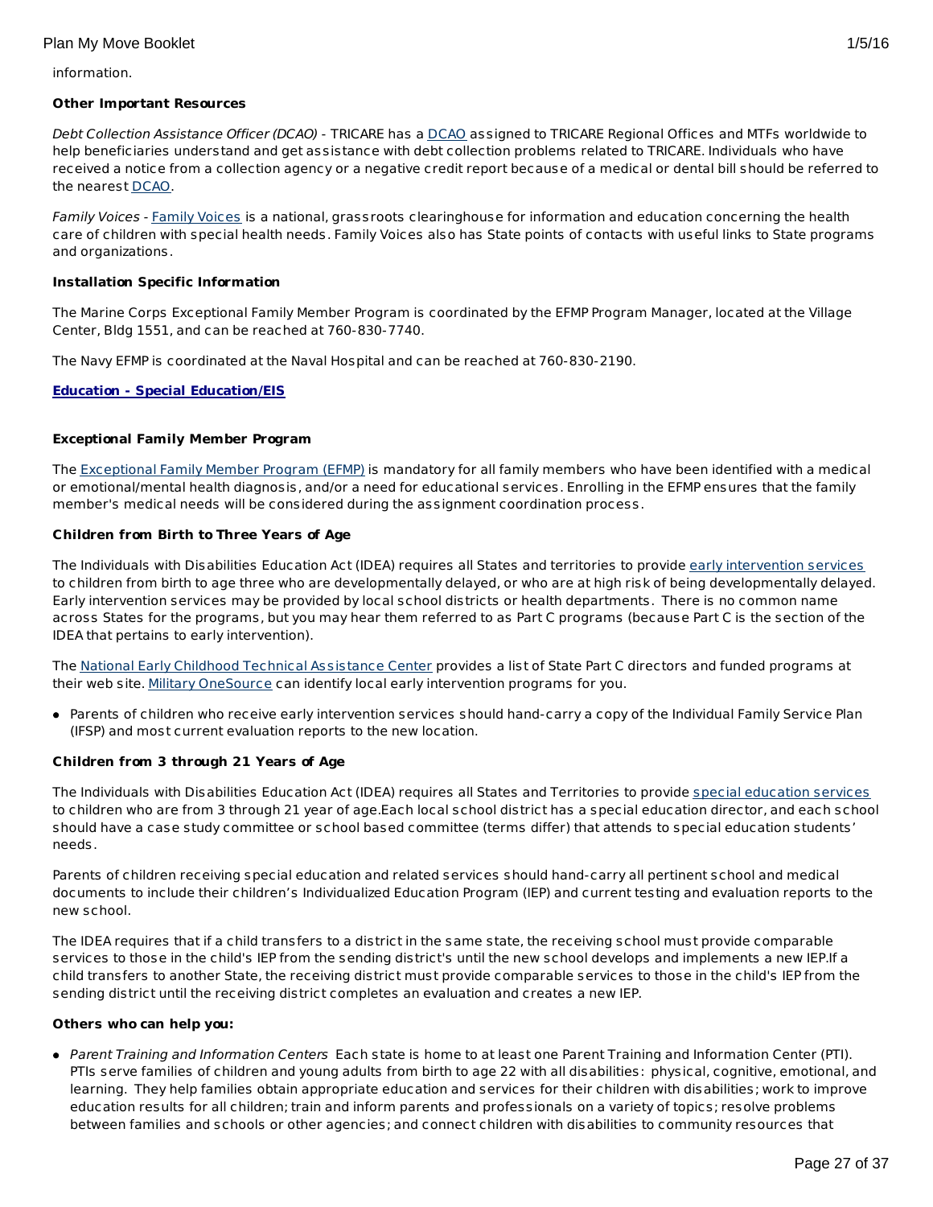information.

**Other Important Resources**

*Debt Collection Assistance Officer (DCAO)* - TRICARE has a DCAO assigned to TRICARE Regional Offices and MTFs worldwide to help beneficiaries understand and get assistance with debt collection problems related to TRICARE. Individuals who have received a notice from a collection agency or a negative credit report because of a medical or dental bill should be referred to the nearest DCAO.

*Family Voices* - Family Voices is a national, grassroots clearinghouse for information and education concerning the health care of children with special health needs. Family Voices also has State points of contacts with useful links to State programs and organizations.

**Installation Specific Information**

The Marine Corps Exceptional Family Member Program is coordinated by the EFMP Program Manager, located at the Village Center, Bldg 1551, and can be reached at 760-830-7740.

The Navy EFMP is coordinated at the Naval Hospital and can be reached at 760-830-2190.

**Education - Special Education/EIS**

**Exceptional Family Member Program**

The Exceptional Family Member Program (EFMP) is mandatory for all family members who have been identified with a medical or emotional/mental health diagnosis, and/or a need for educational services. Enrolling in the EFMP ensures that the family member's medical needs will be considered during the assignment coordination process.

**Children from Birth to Three Years of Age**

The Individuals with Disabilities Education Act (IDEA) requires all States and territories to provide early intervention services to children from birth to age three who are developmentally delayed, or who are at high risk of being developmentally delayed. Early intervention services may be provided by local school districts or health departments. There is no common name across States for the programs, but you may hear them referred to as Part C programs (because Part C is the section of the IDEA that pertains to early intervention).

The National Early Childhood Technical Assistance Center provides a list of State Part C directors and funded programs at their web site. Military OneSource can identify local early intervention programs for you.

- Parents of children who receive early intervention services should hand-carry a copy of the Individual Family Service Plan (IFSP) and most current evaluation reports to the new location.

**Children from 3 through 21 Years of Age**

The Individuals with Disabilities Education Act (IDEA) requires all States and Territories to provide special education services to children who are from 3 through 21 year of age.Each local school district has a special education director, and each school should have a case study committee or school based committee (terms differ) that attends to special education students' needs.

Parents of children receiving special education and related services should hand-carry all pertinent school and medical documents to include their children's Individualized Education Program (IEP) and current testing and evaluation reports to the new school.

The IDEA requires that if a child transfers to a district in the same state, the receiving school must provide comparable services to those in the child's IEP from the sending district's until the new school develops and implements a new IEP.If a child transfers to another State, the receiving district must provide comparable services to those in the child's IEP from the sending district until the receiving district completes an evaluation and creates a new IEP.

**Others who can help you:**

- *Parent Training and Information Centers* Each state is home to at least one Parent Training and Information Center (PTI). PTIs serve families of children and young adults from birth to age 22 with all disabilities: physical, cognitive, emotional, and learning. They help families obtain appropriate education and services for their children with disabilities; work to improve education results for all children; train and inform parents and professionals on a variety of topics; resolve problems between families and schools or other agencies; and connect children with disabilities to community resources that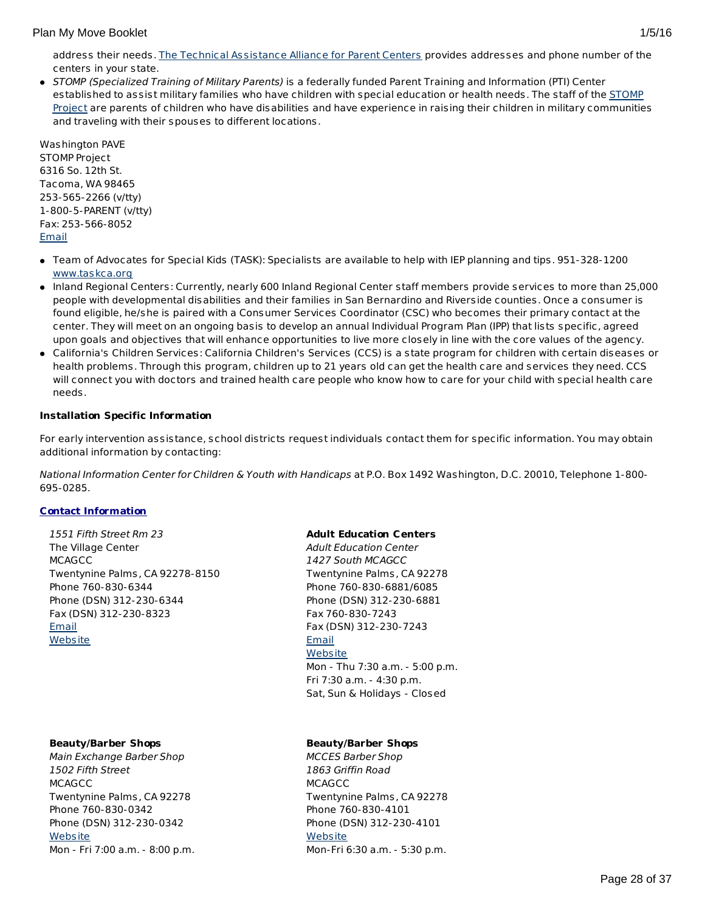address their needs. [The Technical Assistance Alliance for Parent Centers](#) provides addresses and phone number of the centers in your state.

- *STOMP (Specialized Training of Military Parents)* is a federally funded Parent Training and Information (PTI) Center established to assist military families who have children with special education or health needs. The staff of the [STOMP Project](#) are parents of children who have disabilities and have experience in raising their children in military communities and traveling with their spouses to different locations.

Washington PAVE
STOMP Project
6316 So. 12th St.
Tacoma, WA 98465
253-565-2266 (v/tty)
1-800-5-PARENT (v/tty)
Fax: 253-566-8052
[Email](#)

- Team of Advocates for Special Kids (TASK): Specialists are available to help with IEP planning and tips. 951-328-1200 [www.taskca.org](#)
- Inland Regional Centers: Currently, nearly 600 Inland Regional Center staff members provide services to more than 25,000 people with developmental disabilities and their families in San Bernardino and Riverside counties. Once a consumer is found eligible, he/she is paired with a Consumer Services Coordinator (CSC) who becomes their primary contact at the center. They will meet on an ongoing basis to develop an annual Individual Program Plan (IPP) that lists specific, agreed upon goals and objectives that will enhance opportunities to live more closely in line with the core values of the agency.
- California's Children Services: California Children's Services (CCS) is a state program for children with certain diseases or health problems. Through this program, children up to 21 years old can get the health care and services they need. CCS will connect you with doctors and trained health care people who know how to care for your child with special health care needs.

**Installation Specific Information**

For early intervention assistance, school districts request individuals contact them for specific information. You may obtain additional information by contacting:

*National Information Center for Children & Youth with Handicaps* at P.O. Box 1492 Washington, D.C. 20010, Telephone 1-800-695-0285.

**[Contact Information](#)**

*1551 Fifth Street Rm 23*
The Village Center
MCAGCC
Twentynine Palms, CA 92278-8150
Phone 760-830-6344
Phone (DSN) 312-230-6344
Fax (DSN) 312-230-8323
[Email](#)
[Website](#)

**Adult Education Centers**
*Adult Education Center*
*1427 South MCAGCC*
Twentynine Palms, CA 92278
Phone 760-830-6881/6085
Phone (DSN) 312-230-6881
Fax 760-830-7243
Fax (DSN) 312-230-7243
[Email](#)
[Website](#)
Mon - Thu 7:30 a.m. - 5:00 p.m.
Fri 7:30 a.m. - 4:30 p.m.
Sat, Sun & Holidays - Closed

**Beauty/Barber Shops**
*Main Exchange Barber Shop*
*1502 Fifth Street*
MCAGCC
Twentynine Palms, CA 92278
Phone 760-830-0342
Phone (DSN) 312-230-0342
[Website](#)
Mon - Fri 7:00 a.m. - 8:00 p.m.

**Beauty/Barber Shops**
*MCCES Barber Shop*
*1863 Griffin Road*
MCAGCC
Twentynine Palms, CA 92278
Phone 760-830-4101
Phone (DSN) 312-230-4101
[Website](#)
Mon-Fri 6:30 a.m. - 5:30 p.m.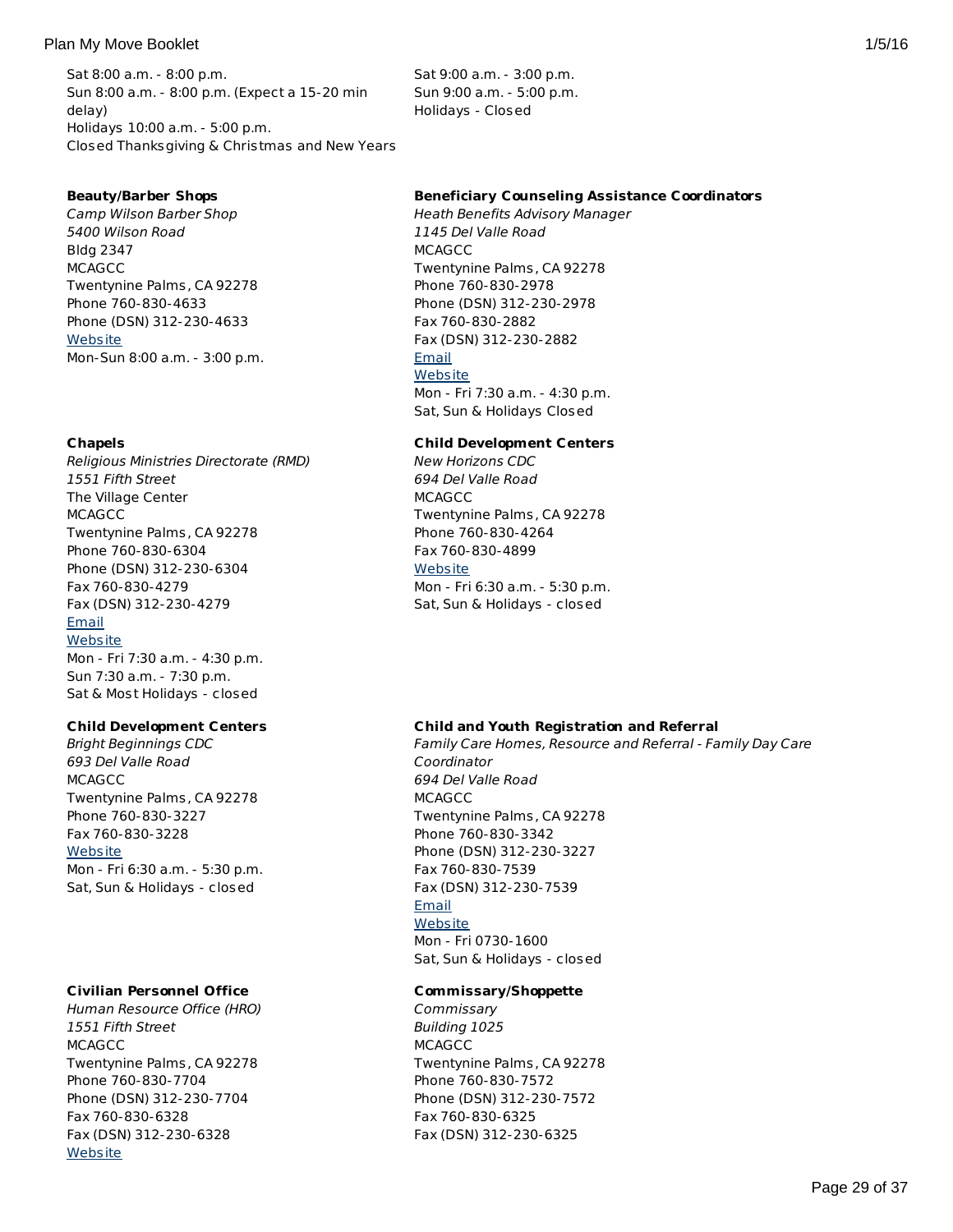Sat 8:00 a.m. - 8:00 p.m.
Sun 8:00 a.m. - 8:00 p.m. (Expect a 15-20 min delay)
Holidays 10:00 a.m. - 5:00 p.m.
Closed Thanksgiving & Christmas and New Years

Sat 9:00 a.m. - 3:00 p.m.
Sun 9:00 a.m. - 5:00 p.m.
Holidays - Closed

**Beauty/Barber Shops**
*Camp Wilson Barber Shop*
*5400 Wilson Road*
Bldg 2347
MCAGCC
Twentynine Palms, CA 92278
Phone 760-830-4633
Phone (DSN) 312-230-4633
Website
Mon-Sun 8:00 a.m. - 3:00 p.m.

**Beneficiary Counseling Assistance Coordinators**
*Heath Benefits Advisory Manager*
*1145 Del Valle Road*
MCAGCC
Twentynine Palms, CA 92278
Phone 760-830-2978
Phone (DSN) 312-230-2978
Fax 760-830-2882
Fax (DSN) 312-230-2882
Email
Website
Mon - Fri 7:30 a.m. - 4:30 p.m.
Sat, Sun & Holidays Closed

**Chapels**
*Religious Ministries Directorate (RMD)*
*1551 Fifth Street*
The Village Center
MCAGCC
Twentynine Palms, CA 92278
Phone 760-830-6304
Phone (DSN) 312-230-6304
Fax 760-830-4279
Fax (DSN) 312-230-4279
Email
Website
Mon - Fri 7:30 a.m. - 4:30 p.m.
Sun 7:30 a.m. - 7:30 p.m.
Sat & Most Holidays - closed

**Child Development Centers**
*New Horizons CDC*
*694 Del Valle Road*
MCAGCC
Twentynine Palms, CA 92278
Phone 760-830-4264
Fax 760-830-4899
Website
Mon - Fri 6:30 a.m. - 5:30 p.m.
Sat, Sun & Holidays - closed

**Child Development Centers**
*Bright Beginnings CDC*
*693 Del Valle Road*
MCAGCC
Twentynine Palms, CA 92278
Phone 760-830-3227
Fax 760-830-3228
Website
Mon - Fri 6:30 a.m. - 5:30 p.m.
Sat, Sun & Holidays - closed

**Child and Youth Registration and Referral**
*Family Care Homes, Resource and Referral - Family Day Care Coordinator*
*694 Del Valle Road*
MCAGCC
Twentynine Palms, CA 92278
Phone 760-830-3342
Phone (DSN) 312-230-3227
Fax 760-830-7539
Fax (DSN) 312-230-7539
Email
Website
Mon - Fri 0730-1600
Sat, Sun & Holidays - closed

**Civilian Personnel Office**
*Human Resource Office (HRO)*
*1551 Fifth Street*
MCAGCC
Twentynine Palms, CA 92278
Phone 760-830-7704
Phone (DSN) 312-230-7704
Fax 760-830-6328
Fax (DSN) 312-230-6328
Website

**Commissary/Shoppette**
*Commissary*
*Building 1025*
MCAGCC
Twentynine Palms, CA 92278
Phone 760-830-7572
Phone (DSN) 312-230-7572
Fax 760-830-6325
Fax (DSN) 312-230-6325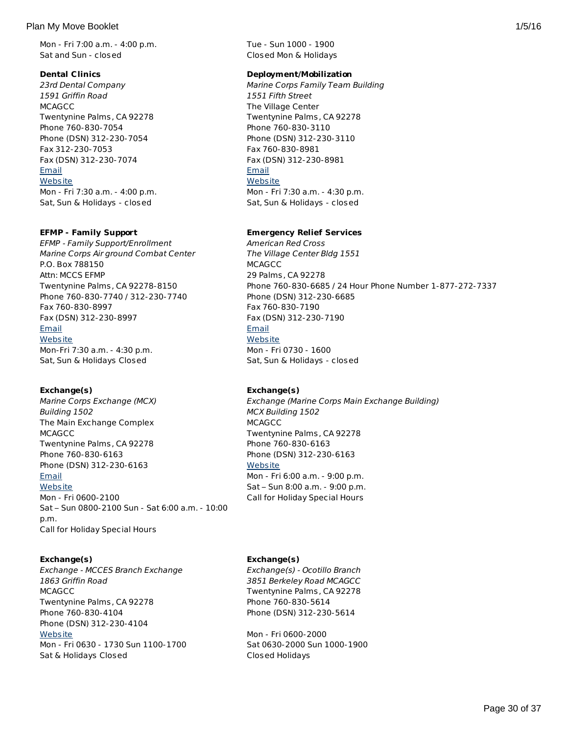Mon - Fri 7:00 a.m. - 4:00 p.m.
Sat and Sun - closed

Tue - Sun 1000 - 1900
Closed Mon & Holidays

**Dental Clinics**
*23rd Dental Company*
*1591 Griffin Road*
MCAGCC
Twentynine Palms, CA 92278
Phone 760-830-7054
Phone (DSN) 312-230-7054
Fax 312-230-7053
Fax (DSN) 312-230-7074
Email
Website
Mon - Fri 7:30 a.m. - 4:00 p.m.
Sat, Sun & Holidays - closed

**Deployment/Mobilization**
*Marine Corps Family Team Building*
*1551 Fifth Street*
The Village Center
Twentynine Palms, CA 92278
Phone 760-830-3110
Phone (DSN) 312-230-3110
Fax 760-830-8981
Fax (DSN) 312-230-8981
Email
Website
Mon - Fri 7:30 a.m. - 4:30 p.m.
Sat, Sun & Holidays - closed

**EFMP - Family Support**
*EFMP - Family Support/Enrollment*
*Marine Corps Air ground Combat Center*
P.O. Box 788150
Attn: MCCS EFMP
Twentynine Palms, CA 92278-8150
Phone 760-830-7740 / 312-230-7740
Fax 760-830-8997
Fax (DSN) 312-230-8997
Email
Website
Mon-Fri 7:30 a.m. - 4:30 p.m.
Sat, Sun & Holidays Closed

**Emergency Relief Services**
*American Red Cross*
*The Village Center Bldg 1551*
MCAGCC
29 Palms, CA 92278
Phone 760-830-6685 / 24 Hour Phone Number 1-877-272-7337
Phone (DSN) 312-230-6685
Fax 760-830-7190
Fax (DSN) 312-230-7190
Email
Website
Mon - Fri 0730 - 1600
Sat, Sun & Holidays - closed

**Exchange(s)**
*Marine Corps Exchange (MCX)*
*Building 1502*
The Main Exchange Complex
MCAGCC
Twentynine Palms, CA 92278
Phone 760-830-6163
Phone (DSN) 312-230-6163
Email
Website
Mon - Fri 0600-2100
Sat – Sun 0800-2100 Sun - Sat 6:00 a.m. - 10:00 p.m.
Call for Holiday Special Hours

**Exchange(s)**
*Exchange (Marine Corps Main Exchange Building)*
*MCX Building 1502*
MCAGCC
Twentynine Palms, CA 92278
Phone 760-830-6163
Phone (DSN) 312-230-6163
Website
Mon - Fri 6:00 a.m. - 9:00 p.m.
Sat – Sun 8:00 a.m. - 9:00 p.m.
Call for Holiday Special Hours

**Exchange(s)**
*Exchange - MCCES Branch Exchange*
*1863 Griffin Road*
MCAGCC
Twentynine Palms, CA 92278
Phone 760-830-4104
Phone (DSN) 312-230-4104
Website
Mon - Fri 0630 - 1730 Sun 1100-1700
Sat & Holidays Closed

**Exchange(s)**
*Exchange(s) - Ocotillo Branch*
*3851 Berkeley Road MCAGCC*
Twentynine Palms, CA 92278
Phone 760-830-5614
Phone (DSN) 312-230-5614

Mon - Fri 0600-2000
Sat 0630-2000 Sun 1000-1900
Closed Holidays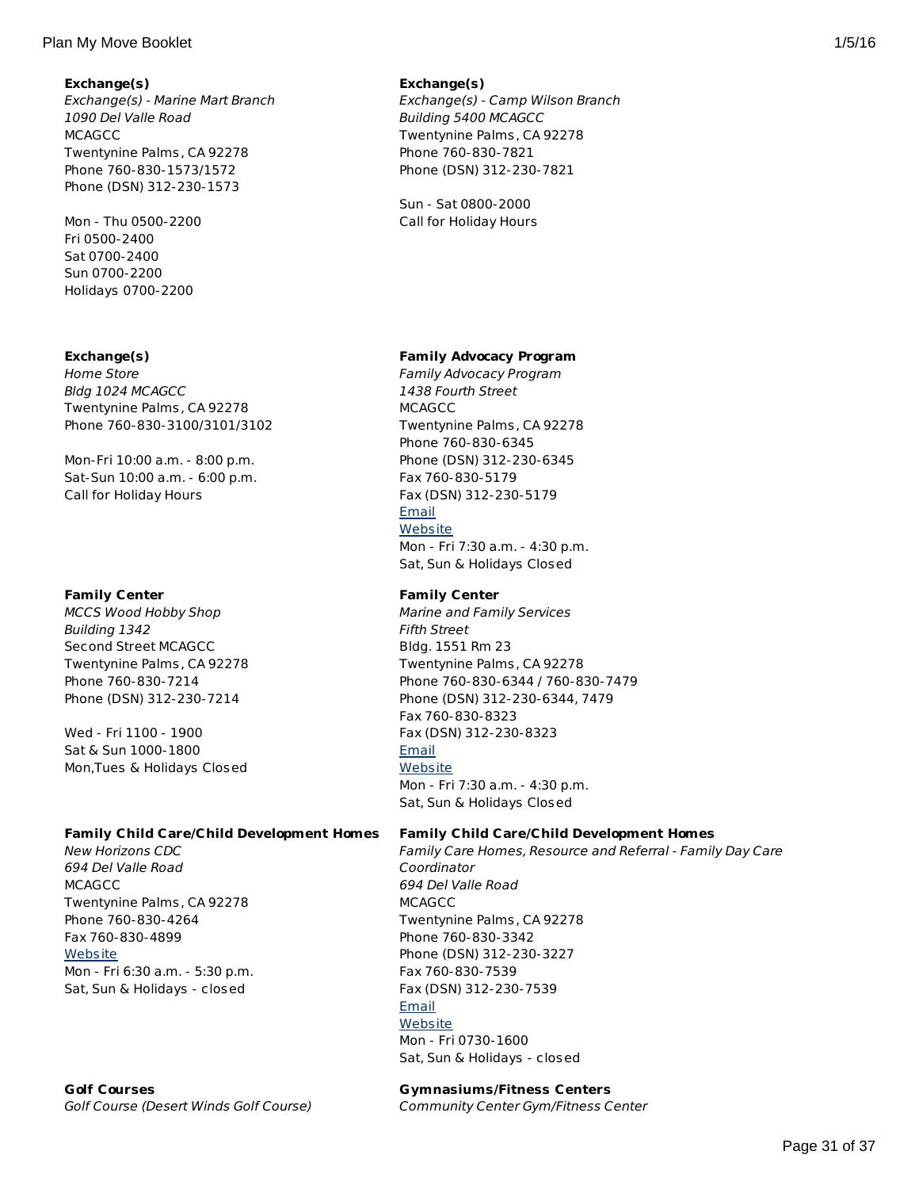**Exchange(s)**
*Exchange(s) - Marine Mart Branch*
*1090 Del Valle Road*
MCAGCC
Twentynine Palms, CA 92278
Phone 760-830-1573/1572
Phone (DSN) 312-230-1573

Mon - Thu 0500-2200
Fri 0500-2400
Sat 0700-2400
Sun 0700-2200
Holidays 0700-2200

**Exchange(s)**
*Exchange(s) - Camp Wilson Branch*
*Building 5400 MCAGCC*
Twentynine Palms, CA 92278
Phone 760-830-7821
Phone (DSN) 312-230-7821

Sun - Sat 0800-2000
Call for Holiday Hours

**Exchange(s)**
*Home Store*
*Bldg 1024 MCAGCC*
Twentynine Palms, CA 92278
Phone 760-830-3100/3101/3102

Mon-Fri 10:00 a.m. - 8:00 p.m.
Sat-Sun 10:00 a.m. - 6:00 p.m.
Call for Holiday Hours

**Family Advocacy Program**
*Family Advocacy Program*
*1438 Fourth Street*
MCAGCC
Twentynine Palms, CA 92278
Phone 760-830-6345
Phone (DSN) 312-230-6345
Fax 760-830-5179
Fax (DSN) 312-230-5179
Email
Website
Mon - Fri 7:30 a.m. - 4:30 p.m.
Sat, Sun & Holidays Closed

**Family Center**
*MCCS Wood Hobby Shop*
*Building 1342*
Second Street MCAGCC
Twentynine Palms, CA 92278
Phone 760-830-7214
Phone (DSN) 312-230-7214

Wed - Fri 1100 - 1900
Sat & Sun 1000-1800
Mon,Tues & Holidays Closed

**Family Center**
*Marine and Family Services*
*Fifth Street*
Bldg. 1551 Rm 23
Twentynine Palms, CA 92278
Phone 760-830-6344 / 760-830-7479
Phone (DSN) 312-230-6344, 7479
Fax 760-830-8323
Fax (DSN) 312-230-8323
Email
Website
Mon - Fri 7:30 a.m. - 4:30 p.m.
Sat, Sun & Holidays Closed

**Family Child Care/Child Development Homes**
*New Horizons CDC*
*694 Del Valle Road*
MCAGCC
Twentynine Palms, CA 92278
Phone 760-830-4264
Fax 760-830-4899
Website
Mon - Fri 6:30 a.m. - 5:30 p.m.
Sat, Sun & Holidays - closed

**Family Child Care/Child Development Homes**
*Family Care Homes, Resource and Referral - Family Day Care Coordinator*
*694 Del Valle Road*
MCAGCC
Twentynine Palms, CA 92278
Phone 760-830-3342
Phone (DSN) 312-230-3227
Fax 760-830-7539
Fax (DSN) 312-230-7539
Email
Website
Mon - Fri 0730-1600
Sat, Sun & Holidays - closed

**Golf Courses**
*Golf Course (Desert Winds Golf Course)*

**Gymnasiums/Fitness Centers**
*Community Center Gym/Fitness Center*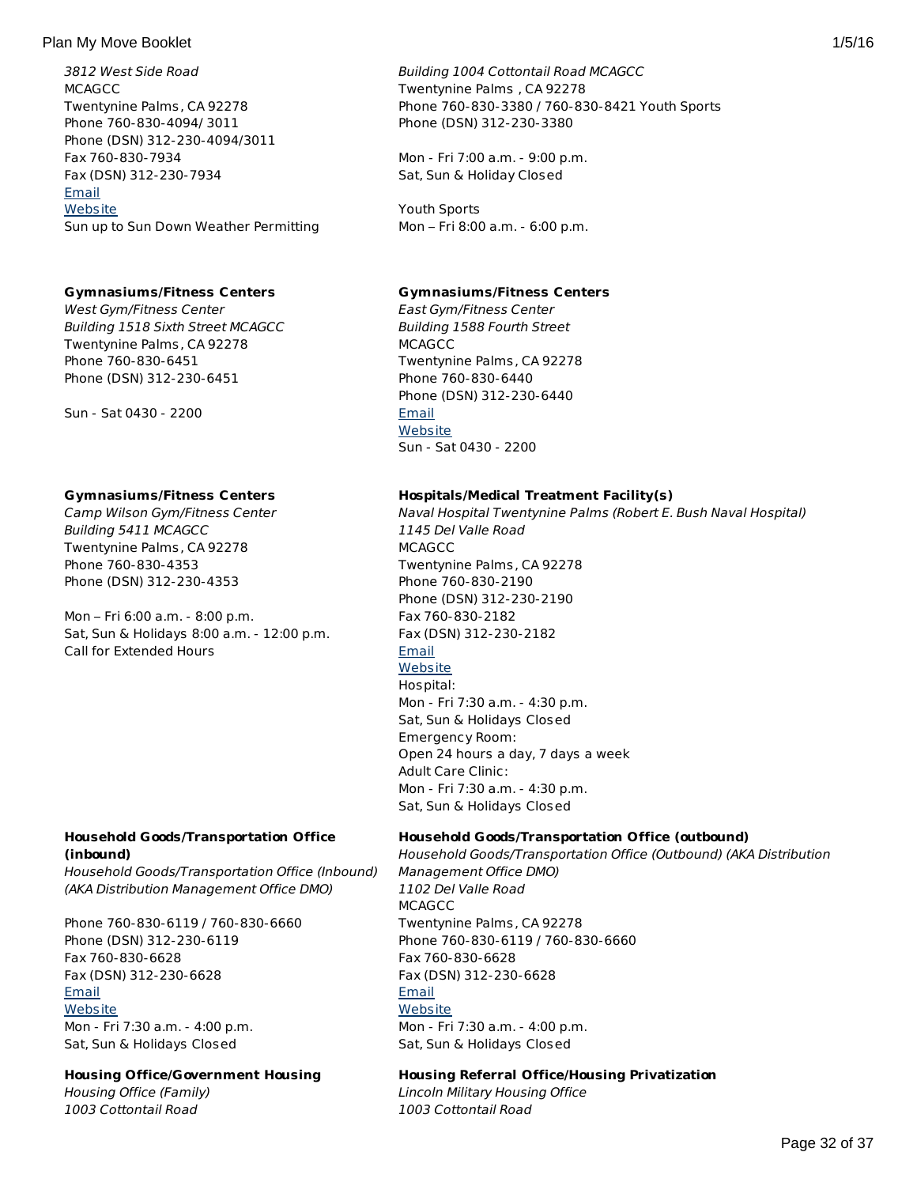*3812 West Side Road*
MCAGCC
Twentynine Palms, CA 92278
Phone 760-830-4094/ 3011
Phone (DSN) 312-230-4094/3011
Fax 760-830-7934
Fax (DSN) 312-230-7934
Email
Website
Sun up to Sun Down Weather Permitting

*Building 1004 Cottontail Road MCAGCC*
Twentynine Palms , CA 92278
Phone 760-830-3380 / 760-830-8421 Youth Sports
Phone (DSN) 312-230-3380

Mon - Fri 7:00 a.m. - 9:00 p.m.
Sat, Sun & Holiday Closed

Youth Sports
Mon – Fri 8:00 a.m. - 6:00 p.m.

**Gymnasiums/Fitness Centers**
*West Gym/Fitness Center*
*Building 1518 Sixth Street MCAGCC*
Twentynine Palms, CA 92278
Phone 760-830-6451
Phone (DSN) 312-230-6451

Sun - Sat 0430 - 2200

**Gymnasiums/Fitness Centers**
*East Gym/Fitness Center*
*Building 1588 Fourth Street*
MCAGCC
Twentynine Palms, CA 92278
Phone 760-830-6440
Phone (DSN) 312-230-6440
Email
Website
Sun - Sat 0430 - 2200

**Gymnasiums/Fitness Centers**
*Camp Wilson Gym/Fitness Center*
*Building 5411 MCAGCC*
Twentynine Palms, CA 92278
Phone 760-830-4353
Phone (DSN) 312-230-4353

Mon – Fri 6:00 a.m. - 8:00 p.m.
Sat, Sun & Holidays 8:00 a.m. - 12:00 p.m.
Call for Extended Hours

**Hospitals/Medical Treatment Facility(s)**
*Naval Hospital Twentynine Palms (Robert E. Bush Naval Hospital)*
*1145 Del Valle Road*
MCAGCC
Twentynine Palms, CA 92278
Phone 760-830-2190
Phone (DSN) 312-230-2190
Fax 760-830-2182
Fax (DSN) 312-230-2182
Email
Website
Hospital:
Mon - Fri 7:30 a.m. - 4:30 p.m.
Sat, Sun & Holidays Closed
Emergency Room:
Open 24 hours a day, 7 days a week
Adult Care Clinic:
Mon - Fri 7:30 a.m. - 4:30 p.m.
Sat, Sun & Holidays Closed

**Household Goods/Transportation Office (inbound)**
*Household Goods/Transportation Office (Inbound) (AKA Distribution Management Office DMO)*

Phone 760-830-6119 / 760-830-6660
Phone (DSN) 312-230-6119
Fax 760-830-6628
Fax (DSN) 312-230-6628
Email
Website
Mon - Fri 7:30 a.m. - 4:00 p.m.
Sat, Sun & Holidays Closed

**Household Goods/Transportation Office (outbound)**
*Household Goods/Transportation Office (Outbound) (AKA Distribution Management Office DMO)*
*1102 Del Valle Road*
MCAGCC
Twentynine Palms, CA 92278
Phone 760-830-6119 / 760-830-6660
Fax 760-830-6628
Fax (DSN) 312-230-6628
Email
Website
Mon - Fri 7:30 a.m. - 4:00 p.m.
Sat, Sun & Holidays Closed

**Housing Office/Government Housing**
*Housing Office (Family)*
*1003 Cottontail Road*

**Housing Referral Office/Housing Privatization**
*Lincoln Military Housing Office*
*1003 Cottontail Road*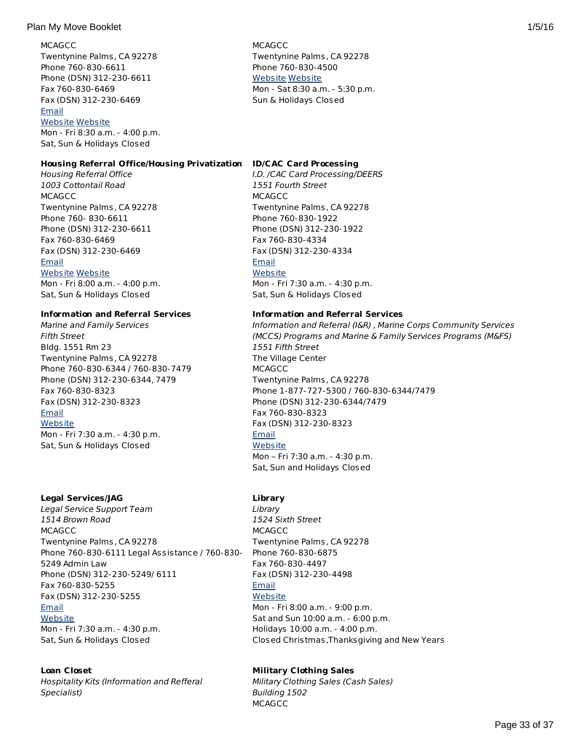MCAGCC
Twentynine Palms, CA 92278
Phone 760-830-6611
Phone (DSN) 312-230-6611
Fax 760-830-6469
Fax (DSN) 312-230-6469
Email
Website Website
Mon - Fri 8:30 a.m. - 4:00 p.m.
Sat, Sun & Holidays Closed

MCAGCC
Twentynine Palms, CA 92278
Phone 760-830-4500
Website Website
Mon - Sat 8:30 a.m. - 5:30 p.m.
Sun & Holidays Closed

**Housing Referral Office/Housing Privatization**
*Housing Referral Office*
*1003 Cottontail Road*
MCAGCC
Twentynine Palms, CA 92278
Phone 760- 830-6611
Phone (DSN) 312-230-6611
Fax 760-830-6469
Fax (DSN) 312-230-6469
Email
Website Website
Mon - Fri 8:00 a.m. - 4:00 p.m.
Sat, Sun & Holidays Closed

**ID/CAC Card Processing**
*I.D. /CAC Card Processing/DEERS*
*1551 Fourth Street*
MCAGCC
Twentynine Palms, CA 92278
Phone 760-830-1922
Phone (DSN) 312-230-1922
Fax 760-830-4334
Fax (DSN) 312-230-4334
Email
Website
Mon - Fri 7:30 a.m. - 4:30 p.m.
Sat, Sun & Holidays Closed

**Information and Referral Services**
*Marine and Family Services*
*Fifth Street*
Bldg. 1551 Rm 23
Twentynine Palms, CA 92278
Phone 760-830-6344 / 760-830-7479
Phone (DSN) 312-230-6344, 7479
Fax 760-830-8323
Fax (DSN) 312-230-8323
Email
Website
Mon - Fri 7:30 a.m. - 4:30 p.m.
Sat, Sun & Holidays Closed

**Information and Referral Services**
*Information and Referral (I&R) , Marine Corps Community Services (MCCS) Programs and Marine & Family Services Programs (M&FS)*
*1551 Fifth Street*
The Village Center
MCAGCC
Twentynine Palms, CA 92278
Phone 1-877-727-5300 / 760-830-6344/7479
Phone (DSN) 312-230-6344/7479
Fax 760-830-8323
Fax (DSN) 312-230-8323
Email
Website
Mon – Fri 7:30 a.m. - 4:30 p.m.
Sat, Sun and Holidays Closed

**Legal Services/JAG**
*Legal Service Support Team*
*1514 Brown Road*
MCAGCC
Twentynine Palms, CA 92278
Phone 760-830-6111 Legal Assistance / 760-830-5249 Admin Law
Phone (DSN) 312-230-5249/ 6111
Fax 760-830-5255
Fax (DSN) 312-230-5255
Email
Website
Mon - Fri 7:30 a.m. - 4:30 p.m.
Sat, Sun & Holidays Closed

**Library**
*Library*
*1524 Sixth Street*
MCAGCC
Twentynine Palms, CA 92278
Phone 760-830-6875
Fax 760-830-4497
Fax (DSN) 312-230-4498
Email
Website
Mon - Fri 8:00 a.m. - 9:00 p.m.
Sat and Sun 10:00 a.m. - 6:00 p.m.
Holidays 10:00 a.m. - 4:00 p.m.
Closed Christmas,Thanksgiving and New Years

**Loan Closet**
*Hospitality Kits (Information and Refferal Specialist)*

**Military Clothing Sales**
*Military Clothing Sales (Cash Sales)*
*Building 1502*
MCAGCC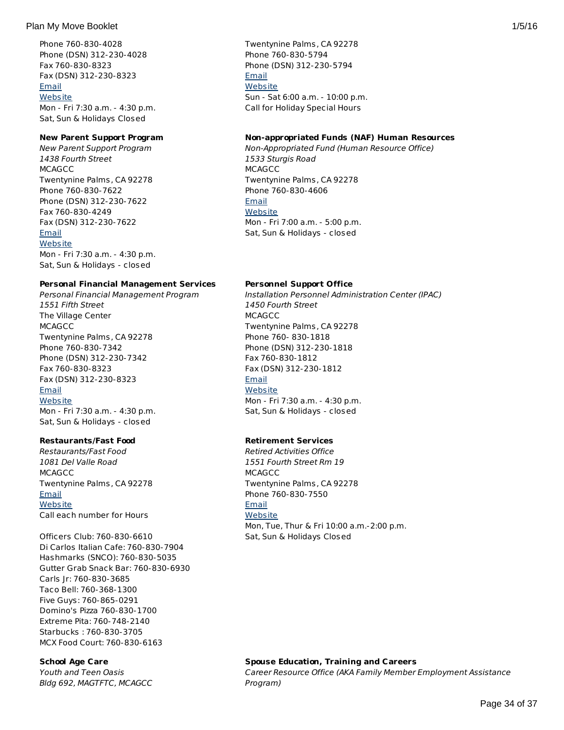Phone 760-830-4028
Phone (DSN) 312-230-4028
Fax 760-830-8323
Fax (DSN) 312-230-8323
Email
Website
Mon - Fri 7:30 a.m. - 4:30 p.m.
Sat, Sun & Holidays Closed

**New Parent Support Program**
*New Parent Support Program*
*1438 Fourth Street*
MCAGCC
Twentynine Palms, CA 92278
Phone 760-830-7622
Phone (DSN) 312-230-7622
Fax 760-830-4249
Fax (DSN) 312-230-7622
Email
Website
Mon - Fri 7:30 a.m. - 4:30 p.m.
Sat, Sun & Holidays - closed

**Personal Financial Management Services**
*Personal Financial Management Program*
*1551 Fifth Street*
The Village Center
MCAGCC
Twentynine Palms, CA 92278
Phone 760-830-7342
Phone (DSN) 312-230-7342
Fax 760-830-8323
Fax (DSN) 312-230-8323
Email
Website
Mon - Fri 7:30 a.m. - 4:30 p.m.
Sat, Sun & Holidays - closed

**Restaurants/Fast Food**
*Restaurants/Fast Food*
*1081 Del Valle Road*
MCAGCC
Twentynine Palms, CA 92278
Email
Website
Call each number for Hours

Officers Club: 760-830-6610
Di Carlos Italian Cafe: 760-830-7904
Hashmarks (SNCO): 760-830-5035
Gutter Grab Snack Bar: 760-830-6930
Carls Jr: 760-830-3685
Taco Bell: 760-368-1300
Five Guys: 760-865-0291
Domino's Pizza 760-830-1700
Extreme Pita: 760-748-2140
Starbucks : 760-830-3705
MCX Food Court: 760-830-6163

**School Age Care**
*Youth and Teen Oasis*
*Bldg 692, MAGTFTC, MCAGCC*

Twentynine Palms, CA 92278
Phone 760-830-5794
Phone (DSN) 312-230-5794
Email
Website
Sun - Sat 6:00 a.m. - 10:00 p.m.
Call for Holiday Special Hours

**Non-appropriated Funds (NAF) Human Resources**
*Non-Appropriated Fund (Human Resource Office)*
*1533 Sturgis Road*
MCAGCC
Twentynine Palms, CA 92278
Phone 760-830-4606
Email
Website
Mon - Fri 7:00 a.m. - 5:00 p.m.
Sat, Sun & Holidays - closed

**Personnel Support Office**
*Installation Personnel Administration Center (IPAC)*
*1450 Fourth Street*
MCAGCC
Twentynine Palms, CA 92278
Phone 760- 830-1818
Phone (DSN) 312-230-1818
Fax 760-830-1812
Fax (DSN) 312-230-1812
Email
Website
Mon - Fri 7:30 a.m. - 4:30 p.m.
Sat, Sun & Holidays - closed

**Retirement Services**
*Retired Activities Office*
*1551 Fourth Street Rm 19*
MCAGCC
Twentynine Palms, CA 92278
Phone 760-830-7550
Email
Website
Mon, Tue, Thur & Fri 10:00 a.m.-2:00 p.m.
Sat, Sun & Holidays Closed

**Spouse Education, Training and Careers**
*Career Resource Office (AKA Family Member Employment Assistance Program)*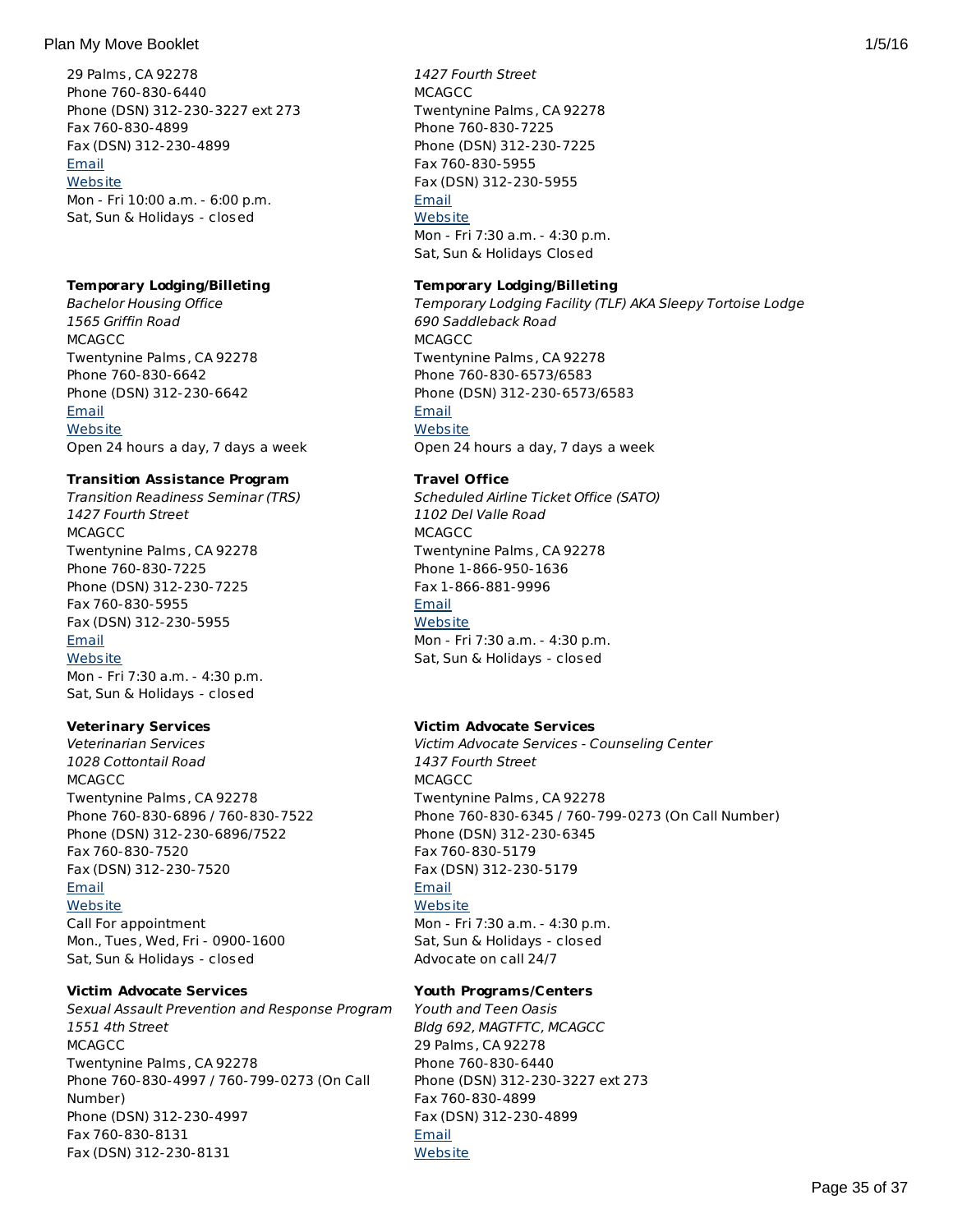29 Palms, CA 92278
Phone 760-830-6440
Phone (DSN) 312-230-3227 ext 273
Fax 760-830-4899
Fax (DSN) 312-230-4899
Email
Website
Mon - Fri 10:00 a.m. - 6:00 p.m.
Sat, Sun & Holidays - closed

*1427 Fourth Street*
MCAGCC
Twentynine Palms, CA 92278
Phone 760-830-7225
Phone (DSN) 312-230-7225
Fax 760-830-5955
Fax (DSN) 312-230-5955
Email
Website
Mon - Fri 7:30 a.m. - 4:30 p.m.
Sat, Sun & Holidays Closed

**Temporary Lodging/Billeting**
*Bachelor Housing Office*
*1565 Griffin Road*
MCAGCC
Twentynine Palms, CA 92278
Phone 760-830-6642
Phone (DSN) 312-230-6642
Email
Website
Open 24 hours a day, 7 days a week

**Temporary Lodging/Billeting**
*Temporary Lodging Facility (TLF) AKA Sleepy Tortoise Lodge*
*690 Saddleback Road*
MCAGCC
Twentynine Palms, CA 92278
Phone 760-830-6573/6583
Phone (DSN) 312-230-6573/6583
Email
Website
Open 24 hours a day, 7 days a week

**Transition Assistance Program**
*Transition Readiness Seminar (TRS)*
*1427 Fourth Street*
MCAGCC
Twentynine Palms, CA 92278
Phone 760-830-7225
Phone (DSN) 312-230-7225
Fax 760-830-5955
Fax (DSN) 312-230-5955
Email
Website
Mon - Fri 7:30 a.m. - 4:30 p.m.
Sat, Sun & Holidays - closed

**Travel Office**
*Scheduled Airline Ticket Office (SATO)*
*1102 Del Valle Road*
MCAGCC
Twentynine Palms, CA 92278
Phone 1-866-950-1636
Fax 1-866-881-9996
Email
Website
Mon - Fri 7:30 a.m. - 4:30 p.m.
Sat, Sun & Holidays - closed

**Veterinary Services**
*Veterinarian Services*
*1028 Cottontail Road*
MCAGCC
Twentynine Palms, CA 92278
Phone 760-830-6896 / 760-830-7522
Phone (DSN) 312-230-6896/7522
Fax 760-830-7520
Fax (DSN) 312-230-7520
Email
Website
Call For appointment
Mon., Tues, Wed, Fri - 0900-1600
Sat, Sun & Holidays - closed

**Victim Advocate Services**
*Victim Advocate Services - Counseling Center*
*1437 Fourth Street*
MCAGCC
Twentynine Palms, CA 92278
Phone 760-830-6345 / 760-799-0273 (On Call Number)
Phone (DSN) 312-230-6345
Fax 760-830-5179
Fax (DSN) 312-230-5179
Email
Website
Mon - Fri 7:30 a.m. - 4:30 p.m.
Sat, Sun & Holidays - closed
Advocate on call 24/7

**Victim Advocate Services**
*Sexual Assault Prevention and Response Program*
*1551 4th Street*
MCAGCC
Twentynine Palms, CA 92278
Phone 760-830-4997 / 760-799-0273 (On Call Number)
Phone (DSN) 312-230-4997
Fax 760-830-8131
Fax (DSN) 312-230-8131

**Youth Programs/Centers**
*Youth and Teen Oasis*
*Bldg 692, MAGTFTC, MCAGCC*
29 Palms, CA 92278
Phone 760-830-6440
Phone (DSN) 312-230-3227 ext 273
Fax 760-830-4899
Fax (DSN) 312-230-4899
Email
Website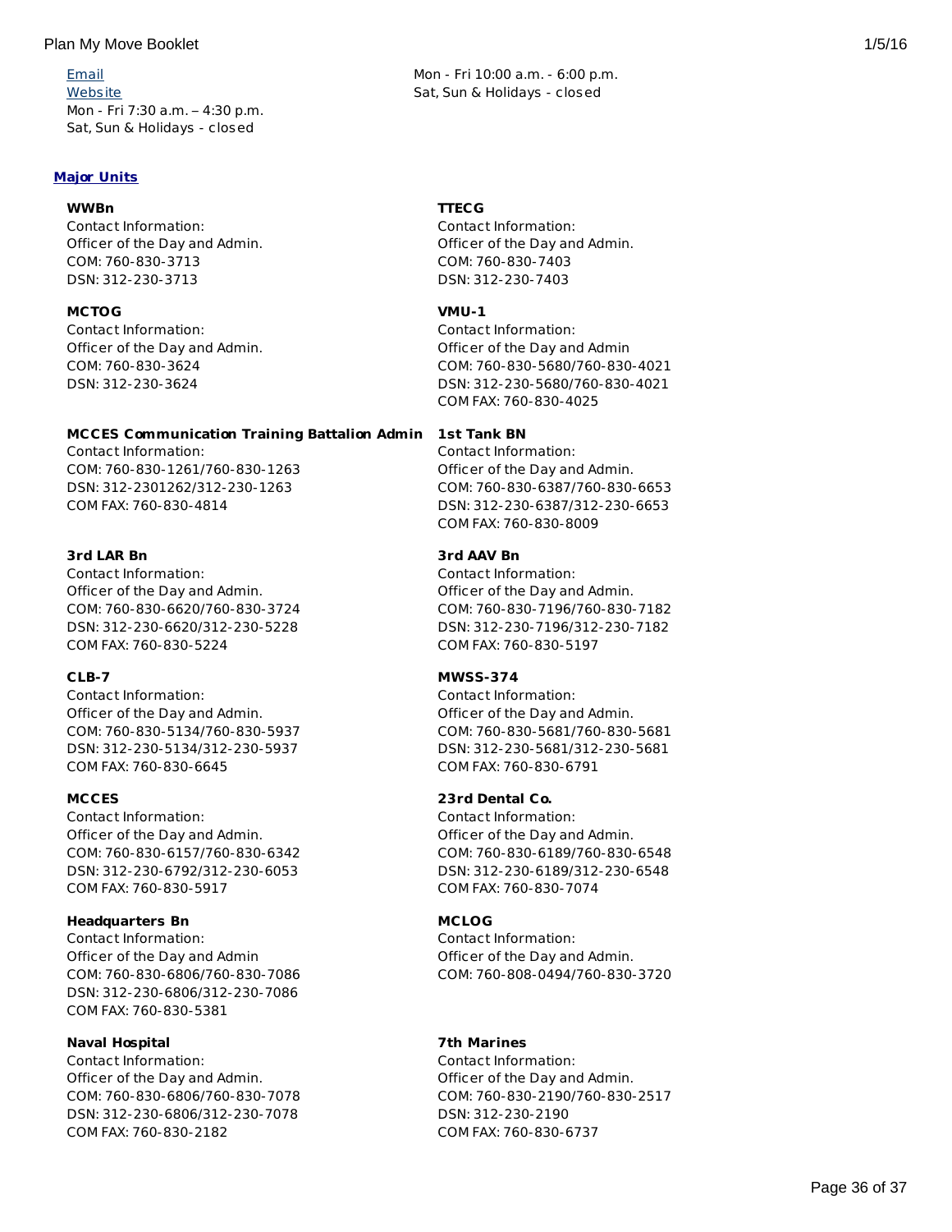Email
Website
Mon - Fri 7:30 a.m. – 4:30 p.m.
Sat, Sun & Holidays - closed

Mon - Fri 10:00 a.m. - 6:00 p.m.
Sat, Sun & Holidays - closed

## Major Units

**WWBn**
Contact Information:
Officer of the Day and Admin.
COM: 760-830-3713
DSN: 312-230-3713

**MCTOG**
Contact Information:
Officer of the Day and Admin.
COM: 760-830-3624
DSN: 312-230-3624

**MCCES Communication Training Battalion Admin**
Contact Information:
COM: 760-830-1261/760-830-1263
DSN: 312-2301262/312-230-1263
COM FAX: 760-830-4814

**3rd LAR Bn**
Contact Information:
Officer of the Day and Admin.
COM: 760-830-6620/760-830-3724
DSN: 312-230-6620/312-230-5228
COM FAX: 760-830-5224

**CLB-7**
Contact Information:
Officer of the Day and Admin.
COM: 760-830-5134/760-830-5937
DSN: 312-230-5134/312-230-5937
COM FAX: 760-830-6645

**MCCES**
Contact Information:
Officer of the Day and Admin.
COM: 760-830-6157/760-830-6342
DSN: 312-230-6792/312-230-6053
COM FAX: 760-830-5917

**Headquarters Bn**
Contact Information:
Officer of the Day and Admin
COM: 760-830-6806/760-830-7086
DSN: 312-230-6806/312-230-7086
COM FAX: 760-830-5381

**Naval Hospital**
Contact Information:
Officer of the Day and Admin.
COM: 760-830-6806/760-830-7078
DSN: 312-230-6806/312-230-7078
COM FAX: 760-830-2182

**TTECG**
Contact Information:
Officer of the Day and Admin.
COM: 760-830-7403
DSN: 312-230-7403

**VMU-1**
Contact Information:
Officer of the Day and Admin
COM: 760-830-5680/760-830-4021
DSN: 312-230-5680/760-830-4021
COM FAX: 760-830-4025

**1st Tank BN**
Contact Information:
Officer of the Day and Admin.
COM: 760-830-6387/760-830-6653
DSN: 312-230-6387/312-230-6653
COM FAX: 760-830-8009

**3rd AAV Bn**
Contact Information:
Officer of the Day and Admin.
COM: 760-830-7196/760-830-7182
DSN: 312-230-7196/312-230-7182
COM FAX: 760-830-5197

**MWSS-374**
Contact Information:
Officer of the Day and Admin.
COM: 760-830-5681/760-830-5681
DSN: 312-230-5681/312-230-5681
COM FAX: 760-830-6791

**23rd Dental Co.**
Contact Information:
Officer of the Day and Admin.
COM: 760-830-6189/760-830-6548
DSN: 312-230-6189/312-230-6548
COM FAX: 760-830-7074

**MCLOG**
Contact Information:
Officer of the Day and Admin.
COM: 760-808-0494/760-830-3720

**7th Marines**
Contact Information:
Officer of the Day and Admin.
COM: 760-830-2190/760-830-2517
DSN: 312-230-2190
COM FAX: 760-830-6737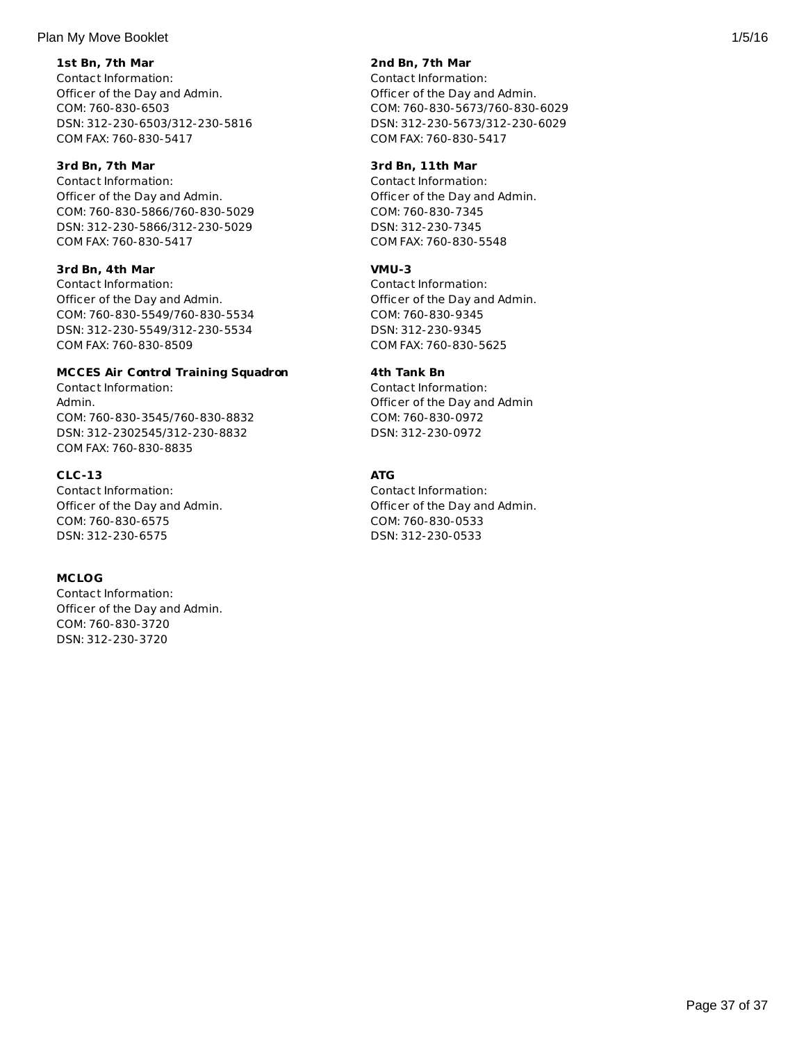**1st Bn, 7th Mar**
Contact Information:
Officer of the Day and Admin.
COM: 760-830-6503
DSN: 312-230-6503/312-230-5816
COM FAX: 760-830-5417

**3rd Bn, 7th Mar**
Contact Information:
Officer of the Day and Admin.
COM: 760-830-5866/760-830-5029
DSN: 312-230-5866/312-230-5029
COM FAX: 760-830-5417

**3rd Bn, 4th Mar**
Contact Information:
Officer of the Day and Admin.
COM: 760-830-5549/760-830-5534
DSN: 312-230-5549/312-230-5534
COM FAX: 760-830-8509

**MCCES Air Control Training Squadron**
Contact Information:
Admin.
COM: 760-830-3545/760-830-8832
DSN: 312-2302545/312-230-8832
COM FAX: 760-830-8835

**CLC-13**
Contact Information:
Officer of the Day and Admin.
COM: 760-830-6575
DSN: 312-230-6575

**MCLOG**
Contact Information:
Officer of the Day and Admin.
COM: 760-830-3720
DSN: 312-230-3720

**2nd Bn, 7th Mar**
Contact Information:
Officer of the Day and Admin.
COM: 760-830-5673/760-830-6029
DSN: 312-230-5673/312-230-6029
COM FAX: 760-830-5417

**3rd Bn, 11th Mar**
Contact Information:
Officer of the Day and Admin.
COM: 760-830-7345
DSN: 312-230-7345
COM FAX: 760-830-5548

**VMU-3**
Contact Information:
Officer of the Day and Admin.
COM: 760-830-9345
DSN: 312-230-9345
COM FAX: 760-830-5625

**4th Tank Bn**
Contact Information:
Officer of the Day and Admin
COM: 760-830-0972
DSN: 312-230-0972

**ATG**
Contact Information:
Officer of the Day and Admin.
COM: 760-830-0533
DSN: 312-230-0533